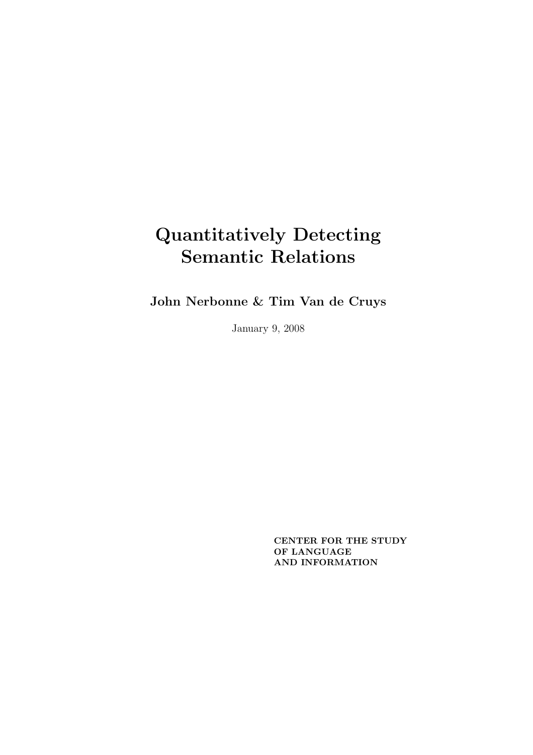# Quantitatively Detecting Semantic Relations

**John Nerbonne & Tim Van de Cruys**

January 9, 2008

**CENTER FOR THE STUDY OF LANGUAGE AND INFORMATION**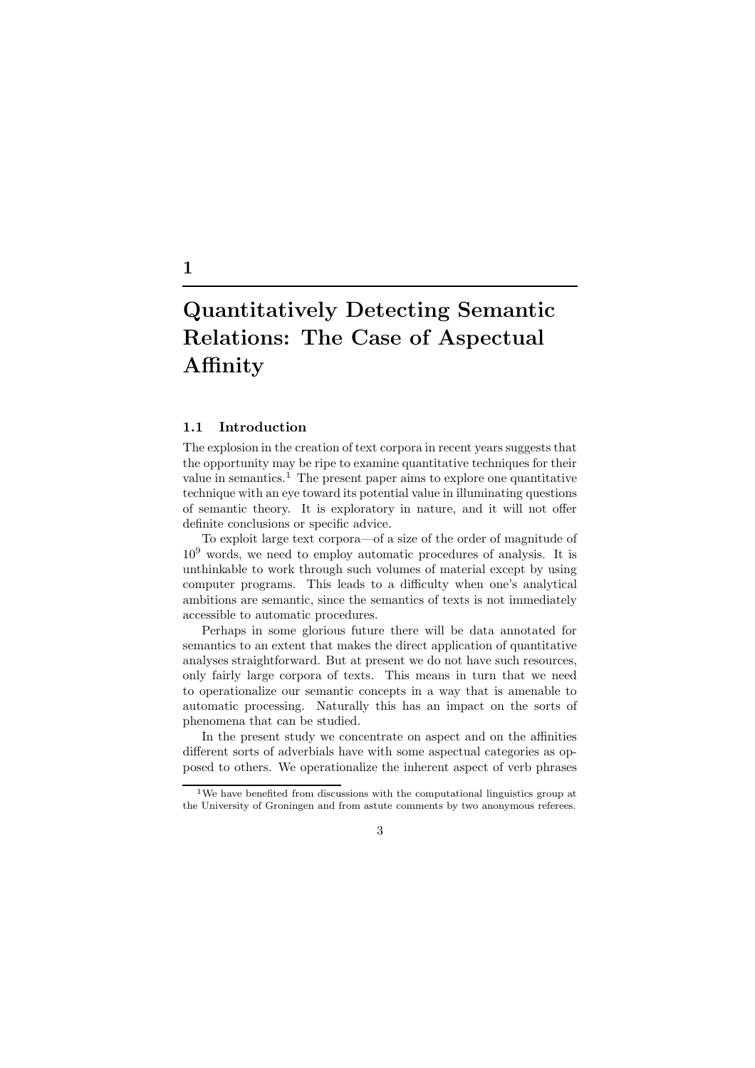# 1

# Quantitatively Detecting Semantic Relations: The Case of Aspectual Affinity

## 1.1 Introduction

The explosion in the creation of text corpora in recent years suggests that the opportunity may be ripe to examine quantitative techniques for their value in semantics.[1] The present paper aims to explore one quantitative technique with an eye toward its potential value in illuminating questions of semantic theory. It is exploratory in nature, and it will not offer definite conclusions or specific advice.

To exploit large text corpora—of a size of the order of magnitude of $10^9$ words, we need to employ automatic procedures of analysis. It is unthinkable to work through such volumes of material except by using computer programs. This leads to a difficulty when one's analytical ambitions are semantic, since the semantics of texts is not immediately accessible to automatic procedures.

Perhaps in some glorious future there will be data annotated for semantics to an extent that makes the direct application of quantitative analyses straightforward. But at present we do not have such resources, only fairly large corpora of texts. This means in turn that we need to operationalize our semantic concepts in a way that is amenable to automatic processing. Naturally this has an impact on the sorts of phenomena that can be studied.

In the present study we concentrate on aspect and on the affinities different sorts of adverbials have with some aspectual categories as opposed to others. We operationalize the inherent aspect of verb phrases

[1] We have benefited from discussions with the computational linguistics group at the University of Groningen and from astute comments by two anonymous referees.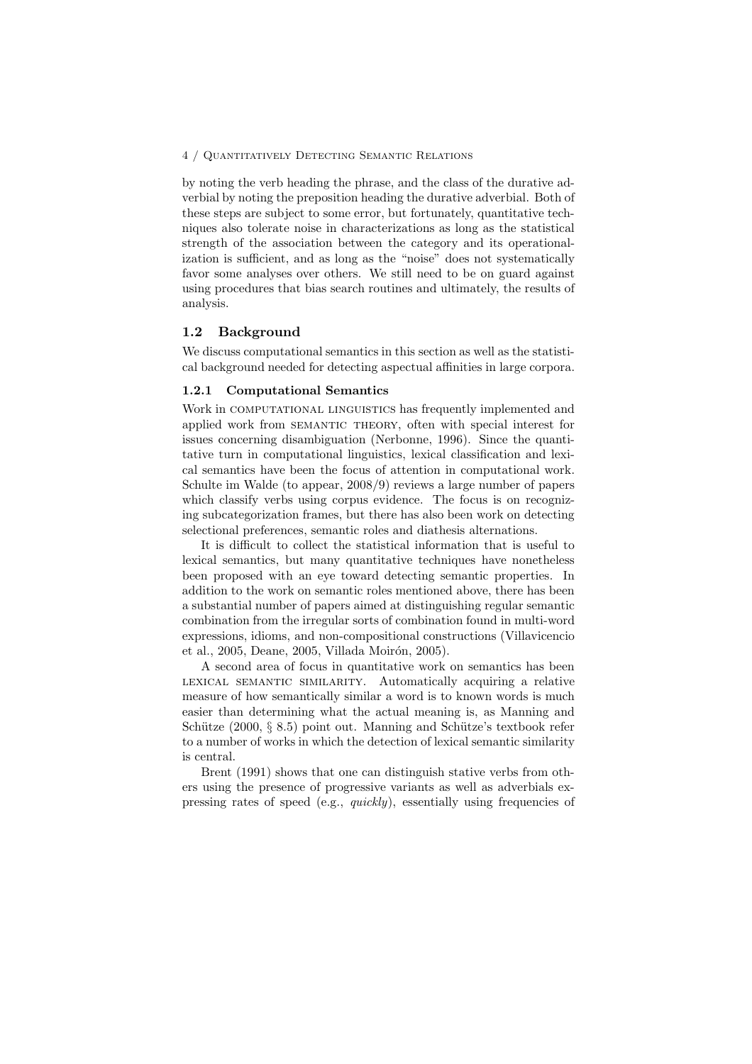by noting the verb heading the phrase, and the class of the durative adverbial by noting the preposition heading the durative adverbial. Both of these steps are subject to some error, but fortunately, quantitative techniques also tolerate noise in characterizations as long as the statistical strength of the association between the category and its operationalization is sufficient, and as long as the "noise" does not systematically favor some analyses over others. We still need to be on guard against using procedures that bias search routines and ultimately, the results of analysis.

## 1.2 Background

We discuss computational semantics in this section as well as the statistical background needed for detecting aspectual affinities in large corpora.

### 1.2.1 Computational Semantics

Work in COMPUTATIONAL LINGUISTICS has frequently implemented and applied work from SEMANTIC THEORY, often with special interest for issues concerning disambiguation (Nerbonne, 1996). Since the quantitative turn in computational linguistics, lexical classification and lexical semantics have been the focus of attention in computational work. Schulte im Walde (to appear, 2008/9) reviews a large number of papers which classify verbs using corpus evidence. The focus is on recognizing subcategorization frames, but there has also been work on detecting selectional preferences, semantic roles and diathesis alternations.

It is difficult to collect the statistical information that is useful to lexical semantics, but many quantitative techniques have nonetheless been proposed with an eye toward detecting semantic properties. In addition to the work on semantic roles mentioned above, there has been a substantial number of papers aimed at distinguishing regular semantic combination from the irregular sorts of combination found in multi-word expressions, idioms, and non-compositional constructions (Villavicencio et al., 2005, Deane, 2005, Villada Moirón, 2005).

A second area of focus in quantitative work on semantics has been LEXICAL SEMANTIC SIMILARITY. Automatically acquiring a relative measure of how semantically similar a word is to known words is much easier than determining what the actual meaning is, as Manning and Schütze (2000, § 8.5) point out. Manning and Schütze's textbook refer to a number of works in which the detection of lexical semantic similarity is central.

Brent (1991) shows that one can distinguish stative verbs from others using the presence of progressive variants as well as adverbials expressing rates of speed (e.g., *quickly*), essentially using frequencies of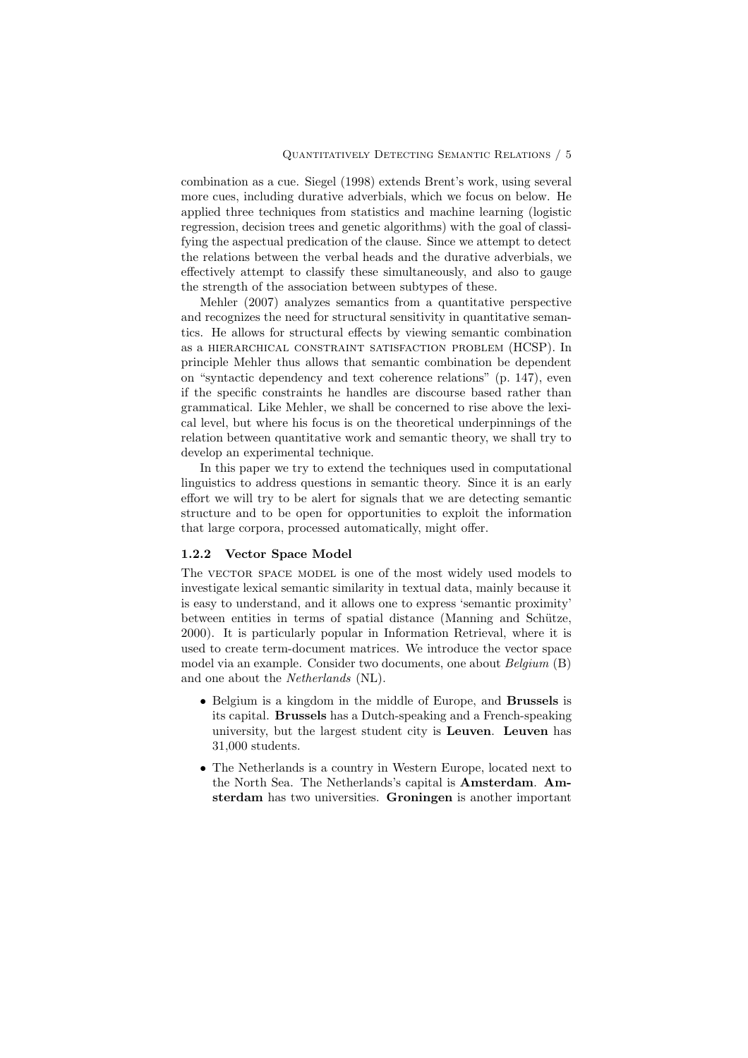combination as a cue. Siegel (1998) extends Brent's work, using several more cues, including durative adverbials, which we focus on below. He applied three techniques from statistics and machine learning (logistic regression, decision trees and genetic algorithms) with the goal of classifying the aspectual predication of the clause. Since we attempt to detect the relations between the verbal heads and the durative adverbials, we effectively attempt to classify these simultaneously, and also to gauge the strength of the association between subtypes of these.

Mehler (2007) analyzes semantics from a quantitative perspective and recognizes the need for structural sensitivity in quantitative semantics. He allows for structural effects by viewing semantic combination as a HIERARCHICAL CONSTRAINT SATISFACTION PROBLEM (HCSP). In principle Mehler thus allows that semantic combination be dependent on "syntactic dependency and text coherence relations" (p. 147), even if the specific constraints he handles are discourse based rather than grammatical. Like Mehler, we shall be concerned to rise above the lexical level, but where his focus is on the theoretical underpinnings of the relation between quantitative work and semantic theory, we shall try to develop an experimental technique.

In this paper we try to extend the techniques used in computational linguistics to address questions in semantic theory. Since it is an early effort we will try to be alert for signals that we are detecting semantic structure and to be open for opportunities to exploit the information that large corpora, processed automatically, might offer.

### 1.2.2 Vector Space Model

The VECTOR SPACE MODEL is one of the most widely used models to investigate lexical semantic similarity in textual data, mainly because it is easy to understand, and it allows one to express 'semantic proximity' between entities in terms of spatial distance (Manning and Schütze, 2000). It is particularly popular in Information Retrieval, where it is used to create term-document matrices. We introduce the vector space model via an example. Consider two documents, one about *Belgium* (B) and one about the *Netherlands* (NL).

- Belgium is a kingdom in the middle of Europe, and **Brussels** is its capital. **Brussels** has a Dutch-speaking and a French-speaking university, but the largest student city is **Leuven**. **Leuven** has 31,000 students.
- The Netherlands is a country in Western Europe, located next to the North Sea. The Netherlands's capital is **Amsterdam**. **Amsterdam** has two universities. **Groningen** is another important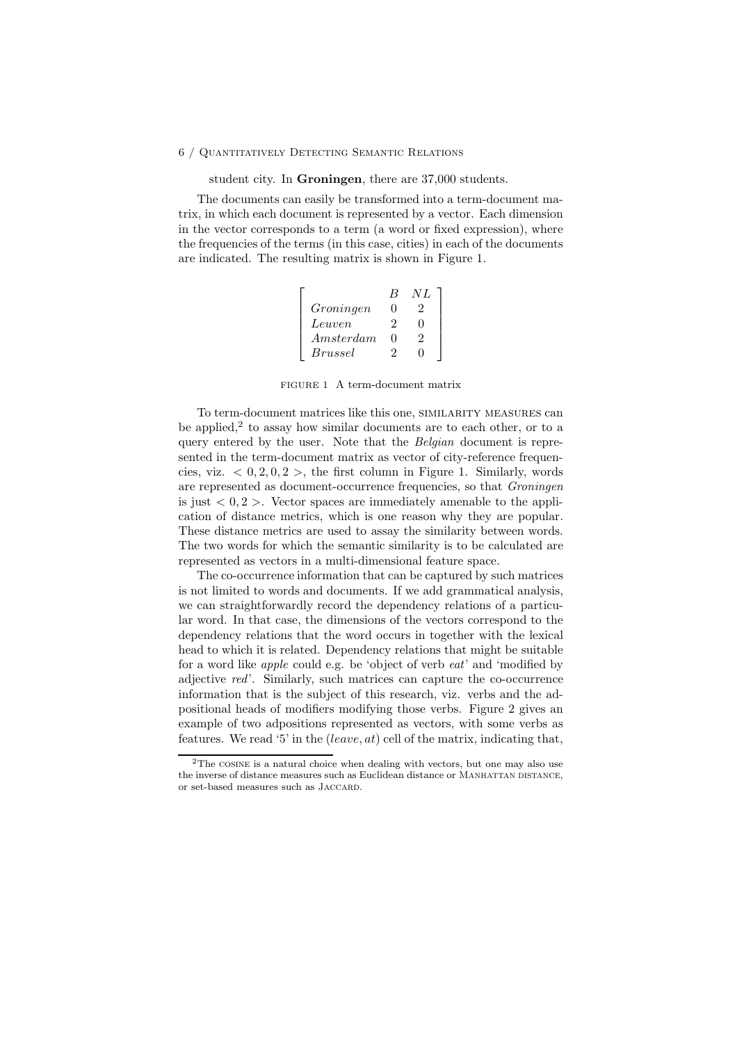student city. In **Groningen**, there are 37,000 students.

The documents can easily be transformed into a term-document matrix, in which each document is represented by a vector. Each dimension in the vector corresponds to a term (a word or fixed expression), where the frequencies of the terms (in this case, cities) in each of the documents are indicated. The resulting matrix is shown in Figure 1.

|  | *B* | *NL* |
|---|---|---|
| *Groningen* | 0 | 2 |
| *Leuven* | 2 | 0 |
| *Amsterdam* | 0 | 2 |
| *Brussel* | 2 | 0 |

FIGURE 1 A term-document matrix

To term-document matrices like this one, SIMILARITY MEASURES can be applied,[2] to assay how similar documents are to each other, or to a query entered by the user. Note that the *Belgian* document is represented in the term-document matrix as vector of city-reference frequencies, viz. $< 0, 2, 0, 2 >$, the first column in Figure 1. Similarly, words are represented as document-occurrence frequencies, so that *Groningen* is just $< 0, 2 >$. Vector spaces are immediately amenable to the application of distance metrics, which is one reason why they are popular. These distance metrics are used to assay the similarity between words. The two words for which the semantic similarity is to be calculated are represented as vectors in a multi-dimensional feature space.

The co-occurrence information that can be captured by such matrices is not limited to words and documents. If we add grammatical analysis, we can straightforwardly record the dependency relations of a particular word. In that case, the dimensions of the vectors correspond to the dependency relations that the word occurs in together with the lexical head to which it is related. Dependency relations that might be suitable for a word like *apple* could e.g. be 'object of verb *eat*' and 'modified by adjective *red*'. Similarly, such matrices can capture the co-occurrence information that is the subject of this research, viz. verbs and the adpositional heads of modifiers modifying those verbs. Figure 2 gives an example of two adpositions represented as vectors, with some verbs as features. We read '5' in the $(leave, at)$ cell of the matrix, indicating that,

[2] The COSINE is a natural choice when dealing with vectors, but one may also use the inverse of distance measures such as Euclidean distance or MANHATTAN DISTANCE, or set-based measures such as JACCARD.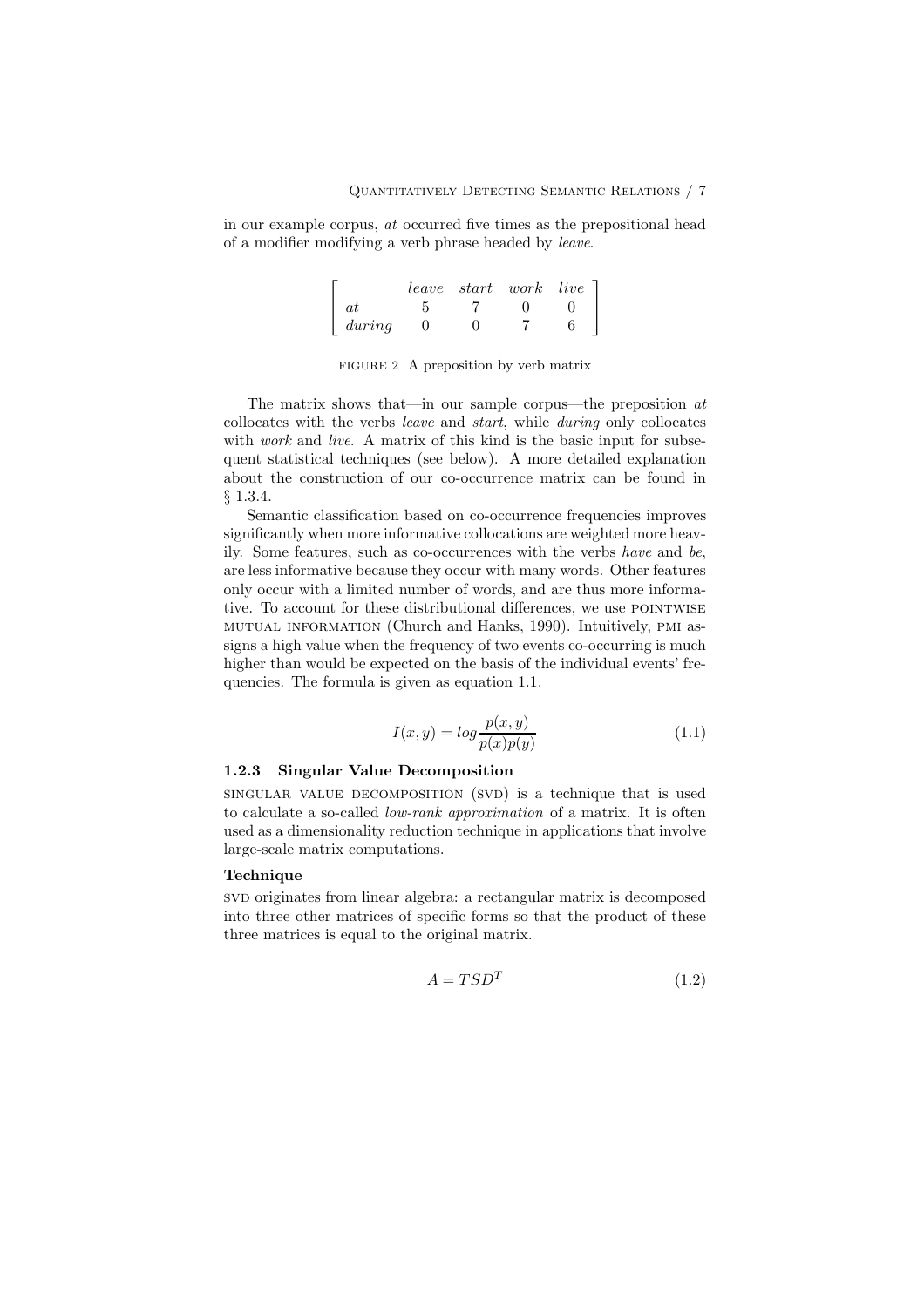in our example corpus, *at* occurred five times as the prepositional head of a modifier modifying a verb phrase headed by *leave*.

$$\begin{bmatrix} & leave & start & work & live \\ at & 5 & 7 & 0 & 0 \\ during & 0 & 0 & 7 & 6 \end{bmatrix}$$

FIGURE 2 A preposition by verb matrix

The matrix shows that—in our sample corpus—the preposition *at* collocates with the verbs *leave* and *start*, while *during* only collocates with *work* and *live*. A matrix of this kind is the basic input for subsequent statistical techniques (see below). A more detailed explanation about the construction of our co-occurrence matrix can be found in § 1.3.4.

Semantic classification based on co-occurrence frequencies improves significantly when more informative collocations are weighted more heavily. Some features, such as co-occurrences with the verbs *have* and *be*, are less informative because they occur with many words. Other features only occur with a limited number of words, and are thus more informative. To account for these distributional differences, we use POINTWISE MUTUAL INFORMATION (Church and Hanks, 1990). Intuitively, PMI assigns a high value when the frequency of two events co-occurring is much higher than would be expected on the basis of the individual events' frequencies. The formula is given as equation 1.1.

$$I(x, y) = log \frac{p(x, y)}{p(x)p(y)} \tag{1.1}$$

### 1.2.3 Singular Value Decomposition

SINGULAR VALUE DECOMPOSITION (SVD) is a technique that is used to calculate a so-called *low-rank approximation* of a matrix. It is often used as a dimensionality reduction technique in applications that involve large-scale matrix computations.

#### Technique

SVD originates from linear algebra: a rectangular matrix is decomposed into three other matrices of specific forms so that the product of these three matrices is equal to the original matrix.

$$A = TSD^T \tag{1.2}$$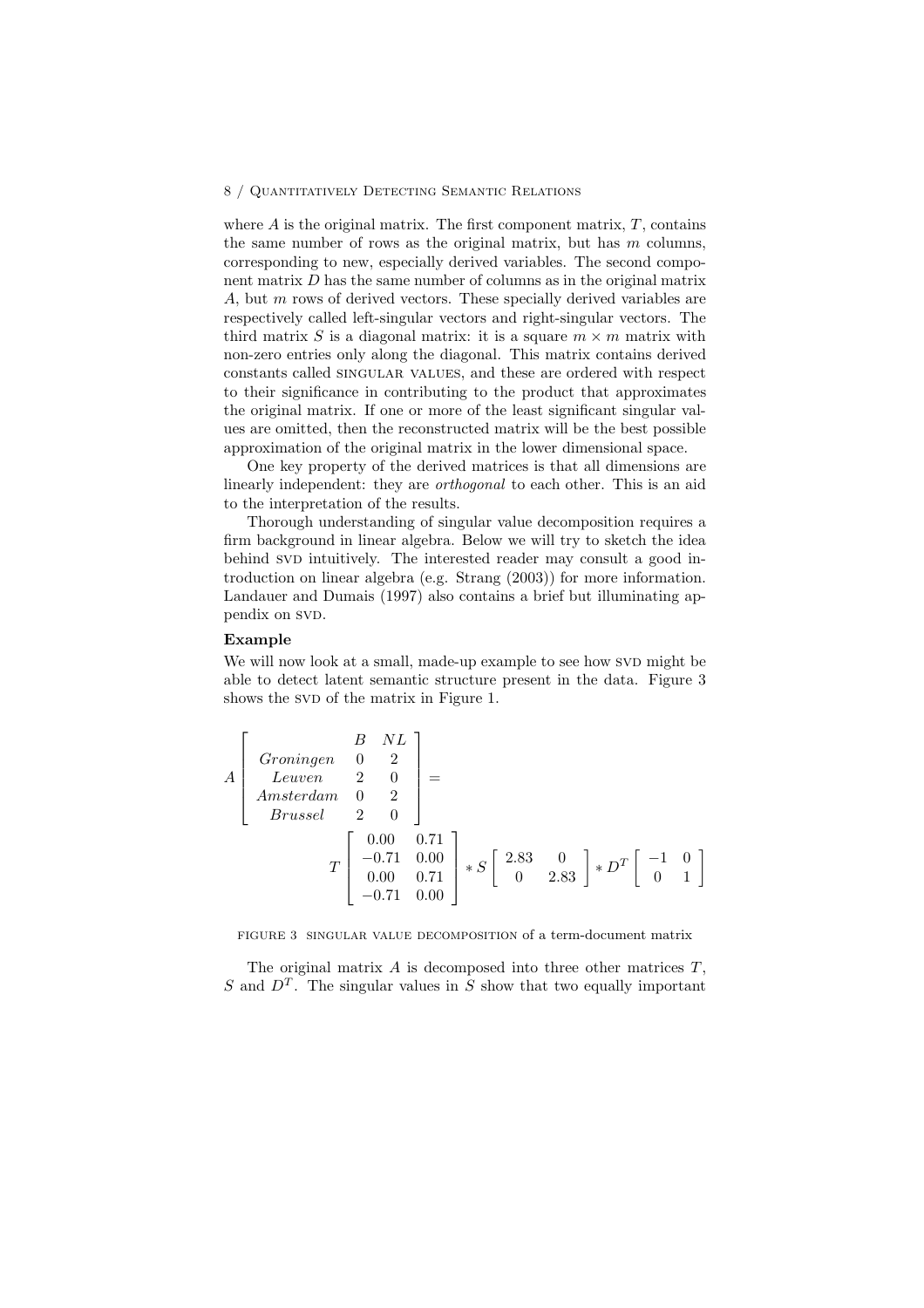where $A$ is the original matrix. The first component matrix, $T$, contains the same number of rows as the original matrix, but has $m$ columns, corresponding to new, especially derived variables. The second component matrix $D$ has the same number of columns as in the original matrix $A$, but $m$ rows of derived vectors. These specially derived variables are respectively called left-singular vectors and right-singular vectors. The third matrix $S$ is a diagonal matrix: it is a square $m \times m$ matrix with non-zero entries only along the diagonal. This matrix contains derived constants called SINGULAR VALUES, and these are ordered with respect to their significance in contributing to the product that approximates the original matrix. If one or more of the least significant singular values are omitted, then the reconstructed matrix will be the best possible approximation of the original matrix in the lower dimensional space.

One key property of the derived matrices is that all dimensions are linearly independent: they are *orthogonal* to each other. This is an aid to the interpretation of the results.

Thorough understanding of singular value decomposition requires a firm background in linear algebra. Below we will try to sketch the idea behind SVD intuitively. The interested reader may consult a good introduction on linear algebra (e.g. Strang (2003)) for more information. Landauer and Dumais (1997) also contains a brief but illuminating appendix on SVD.

**Example**

We will now look at a small, made-up example to see how SVD might be able to detect latent semantic structure present in the data. Figure 3 shows the SVD of the matrix in Figure 1.

$$
A \left[ \begin{array}{lcc} & B & NL \\ \textit{Groningen} & 0 & 2 \\ \textit{Leuven} & 2 & 0 \\ \textit{Amsterdam} & 0 & 2 \\ \textit{Brussel} & 2 & 0 \end{array} \right] =
$$

$$
T \left[ \begin{array}{cc} 0.00 & 0.71 \\ -0.71 & 0.00 \\ 0.00 & 0.71 \\ -0.71 & 0.00 \end{array} \right] * S \left[ \begin{array}{cc} 2.83 & 0 \\ 0 & 2.83 \end{array} \right] * D^T \left[ \begin{array}{cc} -1 & 0 \\ 0 & 1 \end{array} \right]
$$

FIGURE 3 SINGULAR VALUE DECOMPOSITION of a term-document matrix

The original matrix $A$ is decomposed into three other matrices $T$, $S$ and $D^T$. The singular values in $S$ show that two equally important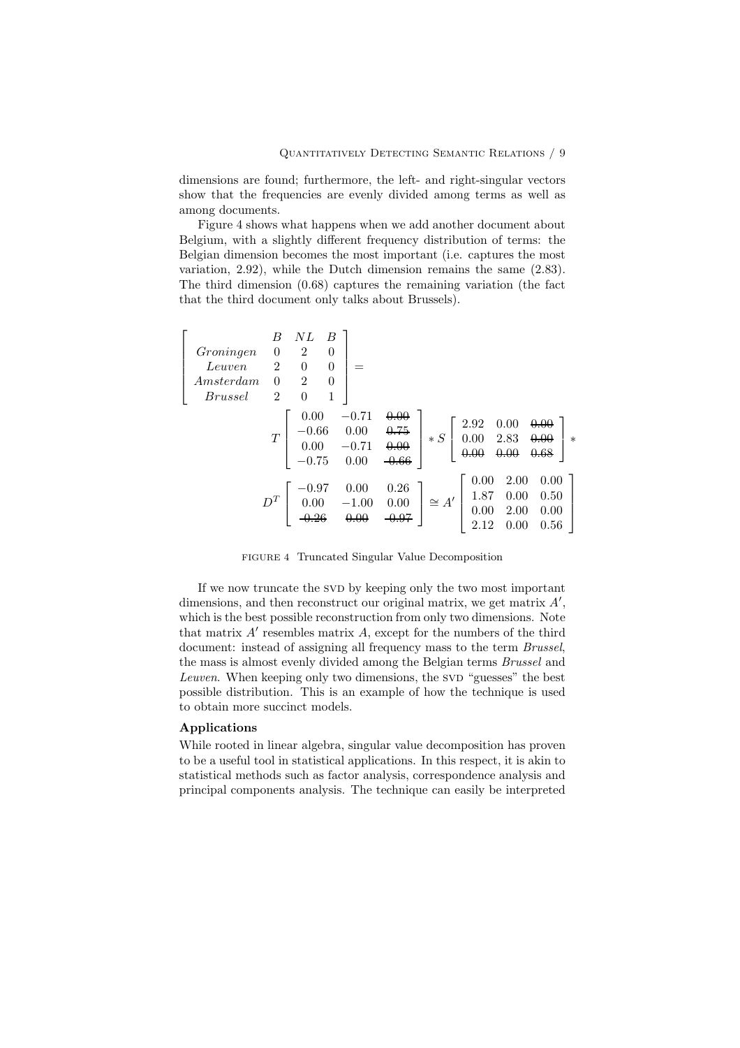dimensions are found; furthermore, the left- and right-singular vectors show that the frequencies are evenly divided among terms as well as among documents.

Figure 4 shows what happens when we add another document about Belgium, with a slightly different frequency distribution of terms: the Belgian dimension becomes the most important (i.e. captures the most variation, 2.92), while the Dutch dimension remains the same (2.83). The third dimension (0.68) captures the remaining variation (the fact that the third document only talks about Brussels).

$$
\left[\begin{array}{cccc} & B & NL & B \\ Groningen & 0 & 2 & 0 \\ Leuven & 2 & 0 & 0 \\ Amsterdam & 0 & 2 & 0 \\ Brussel & 2 & 0 & 1 \end{array}\right] =
$$

$$
T \left[\begin{array}{ccc} 0.00 & -0.71 & \cancel{0.00} \\ -0.66 & 0.00 & \cancel{0.75} \\ 0.00 & -0.71 & \cancel{0.00} \\ -0.75 & 0.00 & \cancel{-0.66} \end{array}\right] * S \left[\begin{array}{ccc} 2.92 & 0.00 & \cancel{0.00} \\ 0.00 & 2.83 & \cancel{0.00} \\ \cancel{0.00} & \cancel{0.00} & \cancel{0.68} \end{array}\right] *
$$

$$
D^T \left[\begin{array}{ccc} -0.97 & 0.00 & 0.26 \\ 0.00 & -1.00 & 0.00 \\ \cancel{-0.26} & \cancel{0.00} & \cancel{-0.97} \end{array}\right] \cong A' \left[\begin{array}{ccc} 0.00 & 2.00 & 0.00 \\ 1.87 & 0.00 & 0.50 \\ 0.00 & 2.00 & 0.00 \\ 2.12 & 0.00 & 0.56 \end{array}\right]
$$

FIGURE 4 Truncated Singular Value Decomposition

If we now truncate the SVD by keeping only the two most important dimensions, and then reconstruct our original matrix, we get matrix $A'$, which is the best possible reconstruction from only two dimensions. Note that matrix $A'$ resembles matrix $A$, except for the numbers of the third document: instead of assigning all frequency mass to the term *Brussel*, the mass is almost evenly divided among the Belgian terms *Brussel* and *Leuven*. When keeping only two dimensions, the SVD "guesses" the best possible distribution. This is an example of how the technique is used to obtain more succinct models.

### Applications

While rooted in linear algebra, singular value decomposition has proven to be a useful tool in statistical applications. In this respect, it is akin to statistical methods such as factor analysis, correspondence analysis and principal components analysis. The technique can easily be interpreted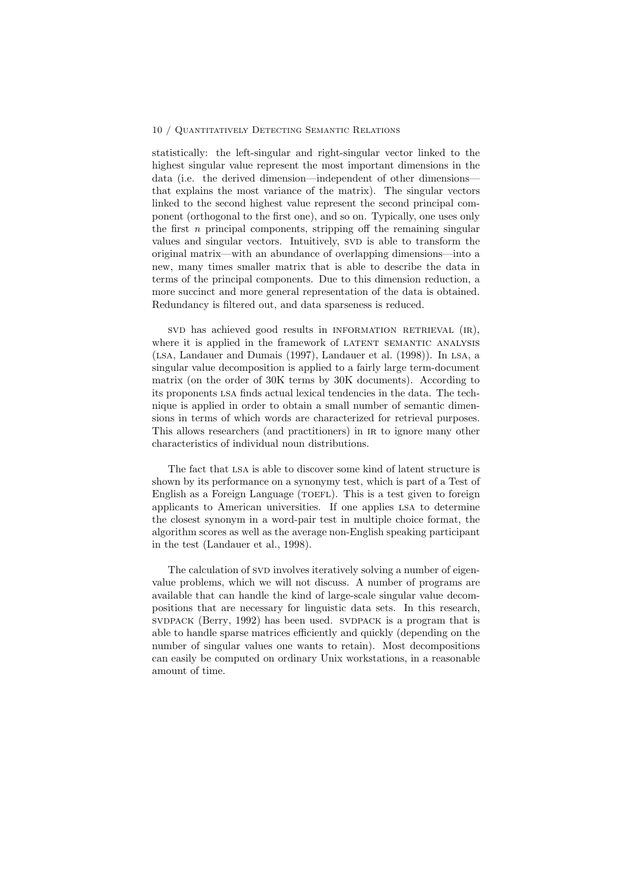statistically: the left-singular and right-singular vector linked to the highest singular value represent the most important dimensions in the data (i.e. the derived dimension—independent of other dimensions—that explains the most variance of the matrix). The singular vectors linked to the second highest value represent the second principal component (orthogonal to the first one), and so on. Typically, one uses only the first $n$ principal components, stripping off the remaining singular values and singular vectors. Intuitively, SVD is able to transform the original matrix—with an abundance of overlapping dimensions—into a new, many times smaller matrix that is able to describe the data in terms of the principal components. Due to this dimension reduction, a more succinct and more general representation of the data is obtained. Redundancy is filtered out, and data sparseness is reduced.

SVD has achieved good results in INFORMATION RETRIEVAL (IR), where it is applied in the framework of LATENT SEMANTIC ANALYSIS (LSA, Landauer and Dumais (1997), Landauer et al. (1998)). In LSA, a singular value decomposition is applied to a fairly large term-document matrix (on the order of 30K terms by 30K documents). According to its proponents LSA finds actual lexical tendencies in the data. The technique is applied in order to obtain a small number of semantic dimensions in terms of which words are characterized for retrieval purposes. This allows researchers (and practitioners) in IR to ignore many other characteristics of individual noun distributions.

The fact that LSA is able to discover some kind of latent structure is shown by its performance on a synonymy test, which is part of a Test of English as a Foreign Language (TOEFL). This is a test given to foreign applicants to American universities. If one applies LSA to determine the closest synonym in a word-pair test in multiple choice format, the algorithm scores as well as the average non-English speaking participant in the test (Landauer et al., 1998).

The calculation of SVD involves iteratively solving a number of eigenvalue problems, which we will not discuss. A number of programs are available that can handle the kind of large-scale singular value decompositions that are necessary for linguistic data sets. In this research, SVDPACK (Berry, 1992) has been used. SVDPACK is a program that is able to handle sparse matrices efficiently and quickly (depending on the number of singular values one wants to retain). Most decompositions can easily be computed on ordinary Unix workstations, in a reasonable amount of time.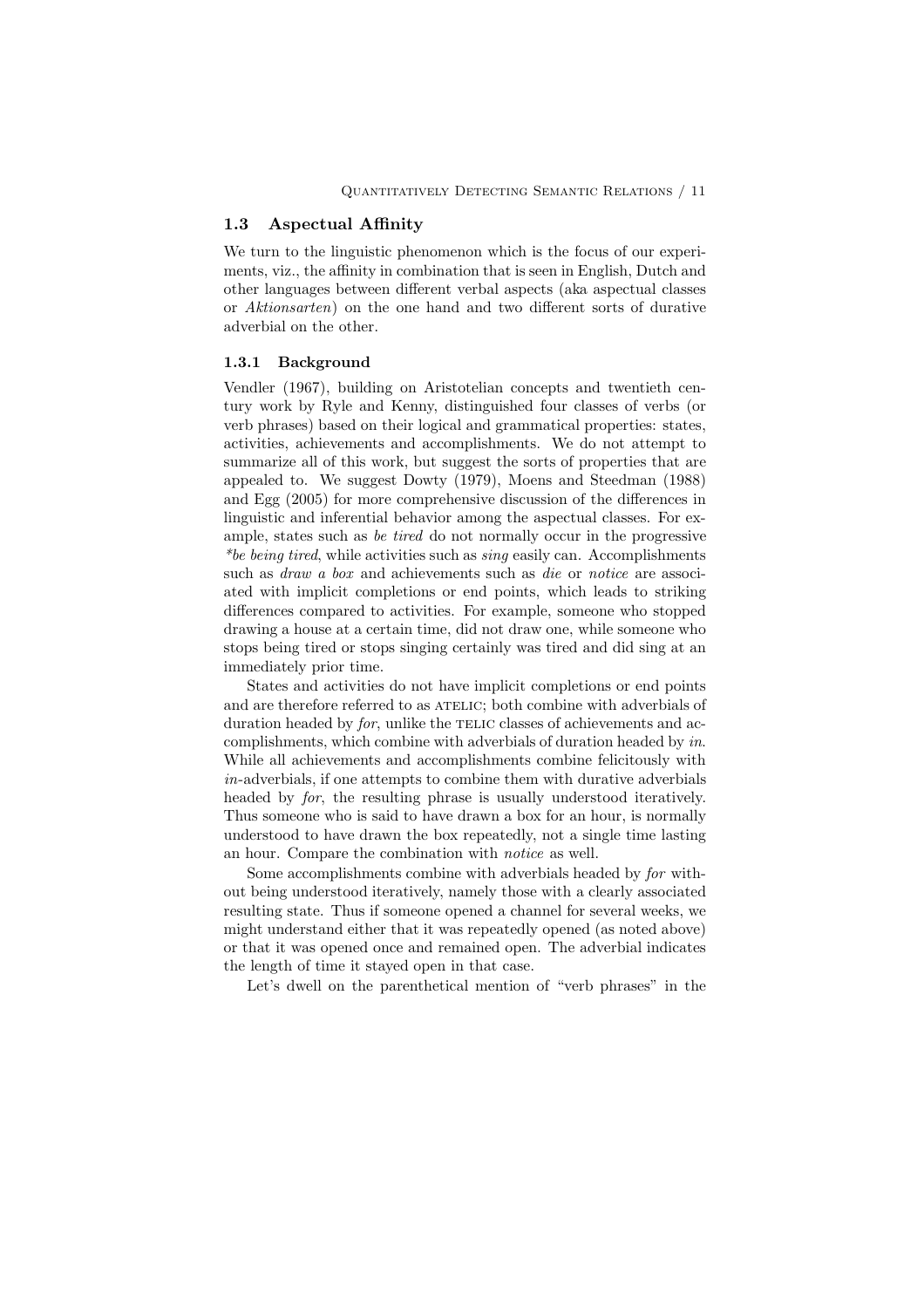## 1.3 Aspectual Affinity

We turn to the linguistic phenomenon which is the focus of our experiments, viz., the affinity in combination that is seen in English, Dutch and other languages between different verbal aspects (aka aspectual classes or *Aktionsarten*) on the one hand and two different sorts of durative adverbial on the other.

### 1.3.1 Background

Vendler (1967), building on Aristotelian concepts and twentieth century work by Ryle and Kenny, distinguished four classes of verbs (or verb phrases) based on their logical and grammatical properties: states, activities, achievements and accomplishments. We do not attempt to summarize all of this work, but suggest the sorts of properties that are appealed to. We suggest Dowty (1979), Moens and Steedman (1988) and Egg (2005) for more comprehensive discussion of the differences in linguistic and inferential behavior among the aspectual classes. For example, states such as *be tired* do not normally occur in the progressive *\*be being tired*, while activities such as *sing* easily can. Accomplishments such as *draw a box* and achievements such as *die* or *notice* are associated with implicit completions or end points, which leads to striking differences compared to activities. For example, someone who stopped drawing a house at a certain time, did not draw one, while someone who stops being tired or stops singing certainly was tired and did sing at an immediately prior time.

States and activities do not have implicit completions or end points and are therefore referred to as ATELIC; both combine with adverbials of duration headed by *for*, unlike the TELIC classes of achievements and accomplishments, which combine with adverbials of duration headed by *in*. While all achievements and accomplishments combine felicitously with *in*-adverbials, if one attempts to combine them with durative adverbials headed by *for*, the resulting phrase is usually understood iteratively. Thus someone who is said to have drawn a box for an hour, is normally understood to have drawn the box repeatedly, not a single time lasting an hour. Compare the combination with *notice* as well.

Some accomplishments combine with adverbials headed by *for* without being understood iteratively, namely those with a clearly associated resulting state. Thus if someone opened a channel for several weeks, we might understand either that it was repeatedly opened (as noted above) or that it was opened once and remained open. The adverbial indicates the length of time it stayed open in that case.

Let's dwell on the parenthetical mention of "verb phrases" in the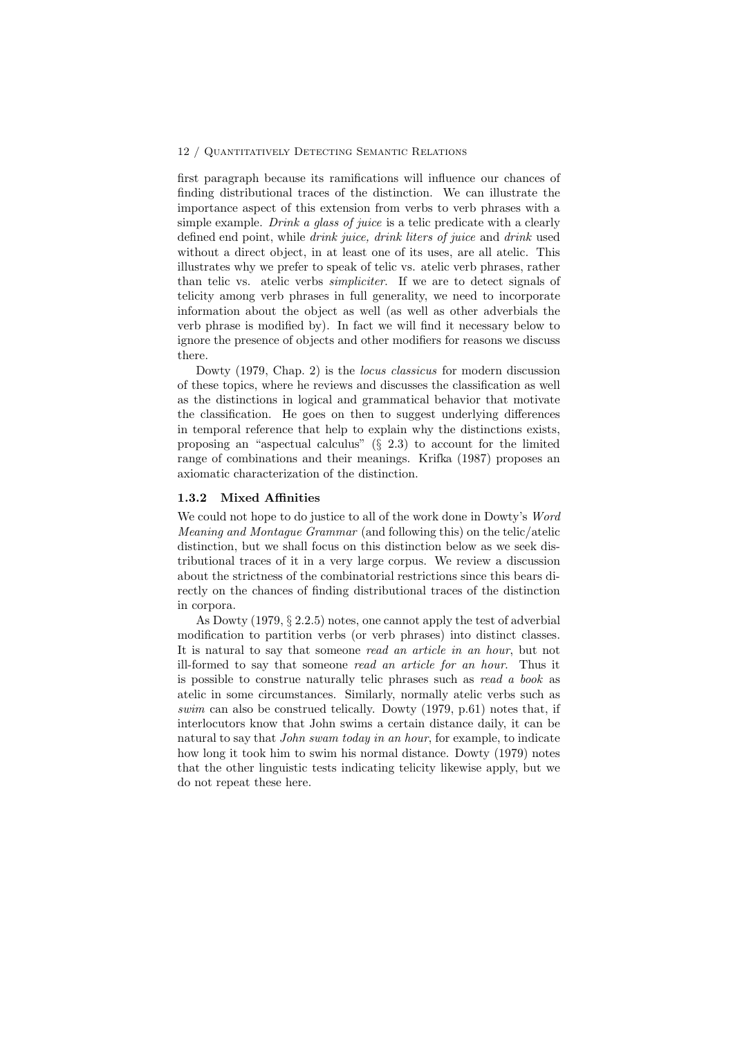first paragraph because its ramifications will influence our chances of finding distributional traces of the distinction. We can illustrate the importance aspect of this extension from verbs to verb phrases with a simple example. *Drink a glass of juice* is a telic predicate with a clearly defined end point, while *drink juice, drink liters of juice* and *drink* used without a direct object, in at least one of its uses, are all atelic. This illustrates why we prefer to speak of telic vs. atelic verb phrases, rather than telic vs. atelic verbs *simpliciter*. If we are to detect signals of telicity among verb phrases in full generality, we need to incorporate information about the object as well (as well as other adverbials the verb phrase is modified by). In fact we will find it necessary below to ignore the presence of objects and other modifiers for reasons we discuss there.

Dowty (1979, Chap. 2) is the *locus classicus* for modern discussion of these topics, where he reviews and discusses the classification as well as the distinctions in logical and grammatical behavior that motivate the classification. He goes on then to suggest underlying differences in temporal reference that help to explain why the distinctions exists, proposing an "aspectual calculus" (§ 2.3) to account for the limited range of combinations and their meanings. Krifka (1987) proposes an axiomatic characterization of the distinction.

### 1.3.2 Mixed Affinities

We could not hope to do justice to all of the work done in Dowty's *Word Meaning and Montague Grammar* (and following this) on the telic/atelic distinction, but we shall focus on this distinction below as we seek distributional traces of it in a very large corpus. We review a discussion about the strictness of the combinatorial restrictions since this bears directly on the chances of finding distributional traces of the distinction in corpora.

As Dowty (1979, § 2.2.5) notes, one cannot apply the test of adverbial modification to partition verbs (or verb phrases) into distinct classes. It is natural to say that someone *read an article in an hour*, but not ill-formed to say that someone *read an article for an hour*. Thus it is possible to construe naturally telic phrases such as *read a book* as atelic in some circumstances. Similarly, normally atelic verbs such as *swim* can also be construed telically. Dowty (1979, p.61) notes that, if interlocutors know that John swims a certain distance daily, it can be natural to say that *John swam today in an hour*, for example, to indicate how long it took him to swim his normal distance. Dowty (1979) notes that the other linguistic tests indicating telicity likewise apply, but we do not repeat these here.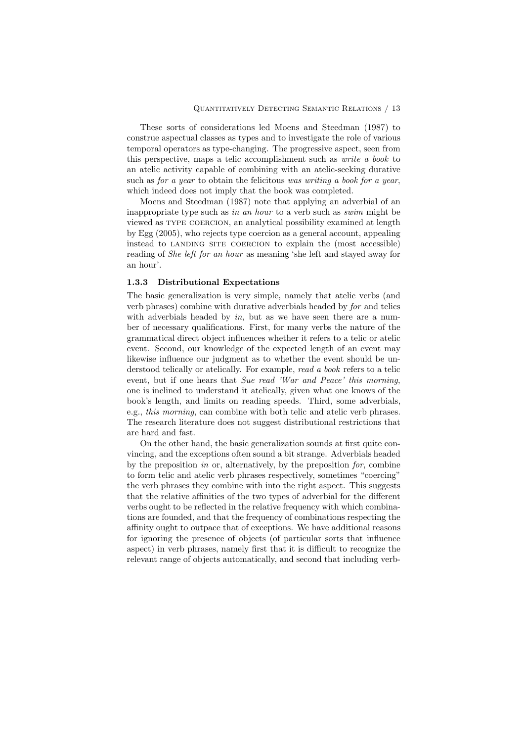These sorts of considerations led Moens and Steedman (1987) to construe aspectual classes as types and to investigate the role of various temporal operators as type-changing. The progressive aspect, seen from this perspective, maps a telic accomplishment such as *write a book* to an atelic activity capable of combining with an atelic-seeking durative such as *for a year* to obtain the felicitous *was writing a book for a year*, which indeed does not imply that the book was completed.

Moens and Steedman (1987) note that applying an adverbial of an inappropriate type such as *in an hour* to a verb such as *swim* might be viewed as TYPE COERCION, an analytical possibility examined at length by Egg (2005), who rejects type coercion as a general account, appealing instead to LANDING SITE COERCION to explain the (most accessible) reading of *She left for an hour* as meaning 'she left and stayed away for an hour'.

### 1.3.3 Distributional Expectations

The basic generalization is very simple, namely that atelic verbs (and verb phrases) combine with durative adverbials headed by *for* and telics with adverbials headed by *in*, but as we have seen there are a number of necessary qualifications. First, for many verbs the nature of the grammatical direct object influences whether it refers to a telic or atelic event. Second, our knowledge of the expected length of an event may likewise influence our judgment as to whether the event should be understood telically or atelically. For example, *read a book* refers to a telic event, but if one hears that *Sue read 'War and Peace' this morning*, one is inclined to understand it atelically, given what one knows of the book's length, and limits on reading speeds. Third, some adverbials, e.g., *this morning*, can combine with both telic and atelic verb phrases. The research literature does not suggest distributional restrictions that are hard and fast.

On the other hand, the basic generalization sounds at first quite convincing, and the exceptions often sound a bit strange. Adverbials headed by the preposition *in* or, alternatively, by the preposition *for*, combine to form telic and atelic verb phrases respectively, sometimes "coercing" the verb phrases they combine with into the right aspect. This suggests that the relative affinities of the two types of adverbial for the different verbs ought to be reflected in the relative frequency with which combinations are founded, and that the frequency of combinations respecting the affinity ought to outpace that of exceptions. We have additional reasons for ignoring the presence of objects (of particular sorts that influence aspect) in verb phrases, namely first that it is difficult to recognize the relevant range of objects automatically, and second that including verb-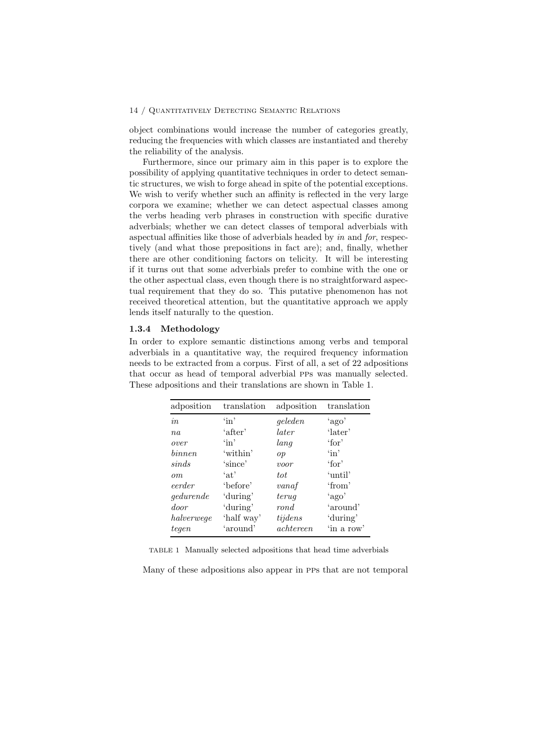object combinations would increase the number of categories greatly, reducing the frequencies with which classes are instantiated and thereby the reliability of the analysis.

Furthermore, since our primary aim in this paper is to explore the possibility of applying quantitative techniques in order to detect semantic structures, we wish to forge ahead in spite of the potential exceptions. We wish to verify whether such an affinity is reflected in the very large corpora we examine; whether we can detect aspectual classes among the verbs heading verb phrases in construction with specific durative adverbials; whether we can detect classes of temporal adverbials with aspectual affinities like those of adverbials headed by *in* and *for*, respectively (and what those prepositions in fact are); and, finally, whether there are other conditioning factors on telicity. It will be interesting if it turns out that some adverbials prefer to combine with the one or the other aspectual class, even though there is no straightforward aspectual requirement that they do so. This putative phenomenon has not received theoretical attention, but the quantitative approach we apply lends itself naturally to the question.

### 1.3.4 Methodology

In order to explore semantic distinctions among verbs and temporal adverbials in a quantitative way, the required frequency information needs to be extracted from a corpus. First of all, a set of 22 adpositions that occur as head of temporal adverbial PPs was manually selected. These adpositions and their translations are shown in Table 1.

| adposition | translation | adposition | translation |
|---|---|---|---|
| *in* | 'in' | *geleden* | 'ago' |
| *na* | 'after' | *later* | 'later' |
| *over* | 'in' | *lang* | 'for' |
| *binnen* | 'within' | *op* | 'in' |
| *sinds* | 'since' | *voor* | 'for' |
| *om* | 'at' | *tot* | 'until' |
| *eerder* | 'before' | *vanaf* | 'from' |
| *gedurende* | 'during' | *terug* | 'ago' |
| *door* | 'during' | *rond* | 'around' |
| *halverwege* | 'half way' | *tijdens* | 'during' |
| *tegen* | 'around' | *achtereen* | 'in a row' |

TABLE 1 Manually selected adpositions that head time adverbials

Many of these adpositions also appear in PPs that are not temporal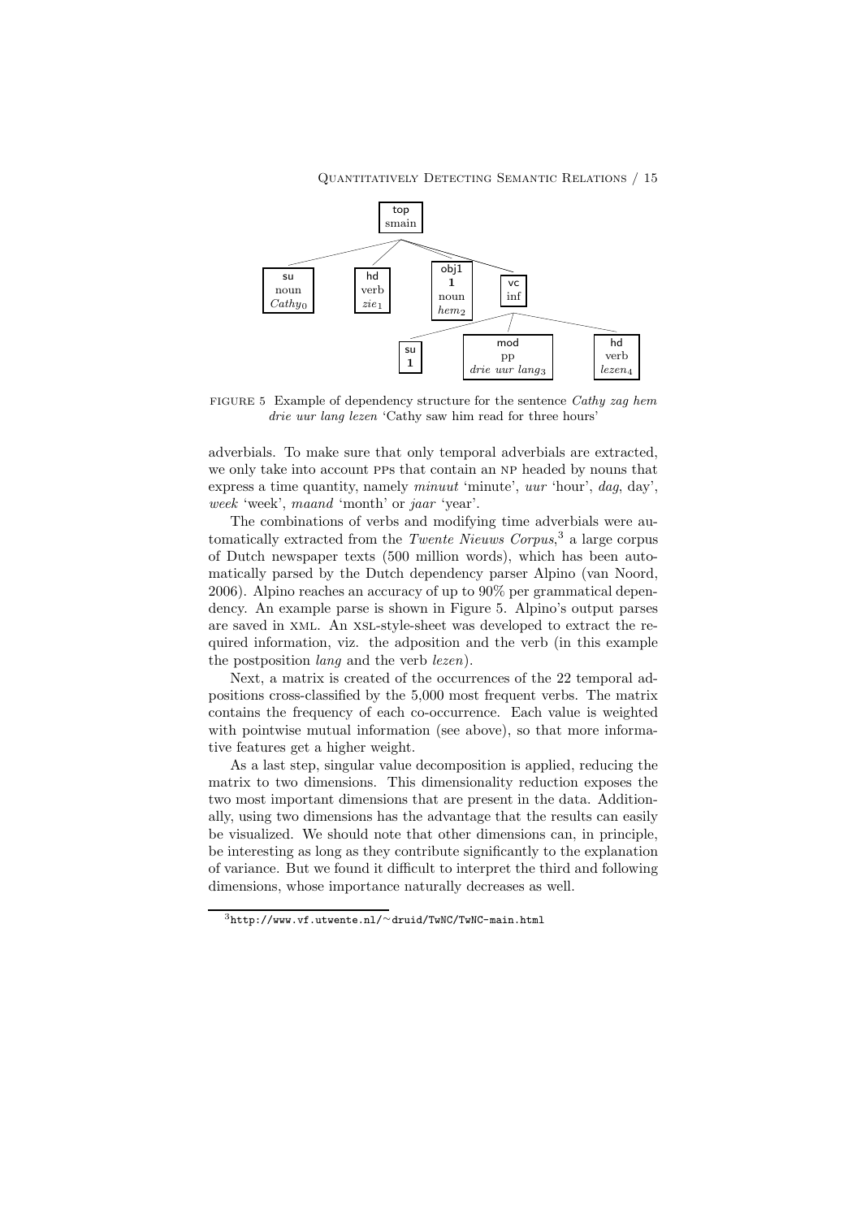FIGURE 5 Example of dependency structure for the sentence *Cathy zag hem drie uur lang lezen* 'Cathy saw him read for three hours'

adverbials. To make sure that only temporal adverbials are extracted, we only take into account PPs that contain an NP headed by nouns that express a time quantity, namely *minuut* 'minute', *uur* 'hour', *dag*, day', *week* 'week', *maand* 'month' or *jaar* 'year'.

The combinations of verbs and modifying time adverbials were automatically extracted from the *Twente Nieuws Corpus*,[3] a large corpus of Dutch newspaper texts (500 million words), which has been automatically parsed by the Dutch dependency parser Alpino (van Noord, 2006). Alpino reaches an accuracy of up to 90% per grammatical dependency. An example parse is shown in Figure 5. Alpino's output parses are saved in XML. An XSL-style-sheet was developed to extract the required information, viz. the adposition and the verb (in this example the postposition *lang* and the verb *lezen*).

Next, a matrix is created of the occurrences of the 22 temporal adpositions cross-classified by the 5,000 most frequent verbs. The matrix contains the frequency of each co-occurrence. Each value is weighted with pointwise mutual information (see above), so that more informative features get a higher weight.

As a last step, singular value decomposition is applied, reducing the matrix to two dimensions. This dimensionality reduction exposes the two most important dimensions that are present in the data. Additionally, using two dimensions has the advantage that the results can easily be visualized. We should note that other dimensions can, in principle, be interesting as long as they contribute significantly to the explanation of variance. But we found it difficult to interpret the third and following dimensions, whose importance naturally decreases as well.

[3] `http://www.vf.utwente.nl/~druid/TwNC/TwNC-main.html`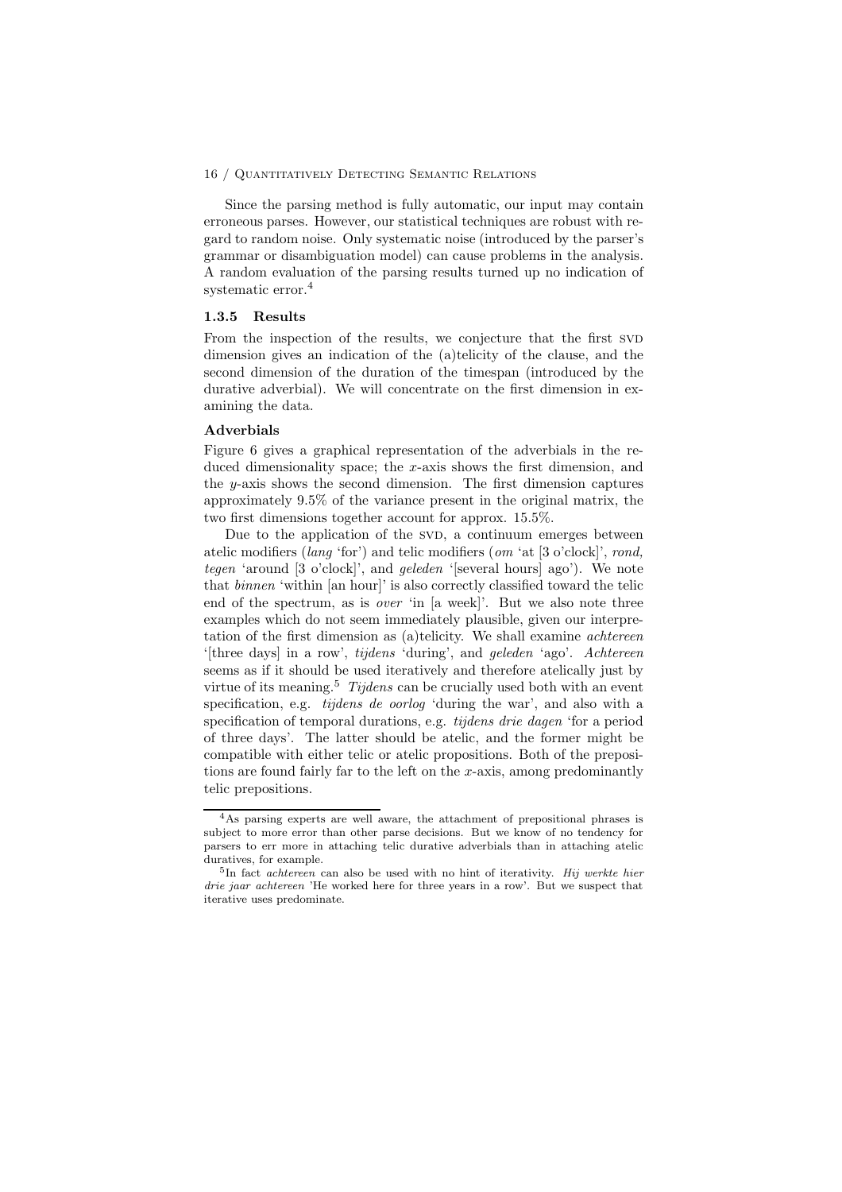Since the parsing method is fully automatic, our input may contain erroneous parses. However, our statistical techniques are robust with regard to random noise. Only systematic noise (introduced by the parser's grammar or disambiguation model) can cause problems in the analysis. A random evaluation of the parsing results turned up no indication of systematic error.[4]

### 1.3.5 Results

From the inspection of the results, we conjecture that the first SVD dimension gives an indication of the (a)telicity of the clause, and the second dimension of the duration of the timespan (introduced by the durative adverbial). We will concentrate on the first dimension in examining the data.

#### Adverbials

Figure 6 gives a graphical representation of the adverbials in the reduced dimensionality space; the $x$-axis shows the first dimension, and the $y$-axis shows the second dimension. The first dimension captures approximately 9.5% of the variance present in the original matrix, the two first dimensions together account for approx. 15.5%.

Due to the application of the SVD, a continuum emerges between atelic modifiers (*lang* 'for') and telic modifiers (*om* 'at [3 o'clock]', *rond, tegen* 'around [3 o'clock]', and *geleden* '[several hours] ago'). We note that *binnen* 'within [an hour]' is also correctly classified toward the telic end of the spectrum, as is *over* 'in [a week]'. But we also note three examples which do not seem immediately plausible, given our interpretation of the first dimension as (a)telicity. We shall examine *achtereen* '[three days] in a row', *tijdens* 'during', and *geleden* 'ago'. *Achtereen* seems as if it should be used iteratively and therefore atelically just by virtue of its meaning.[5] *Tijdens* can be crucially used both with an event specification, e.g. *tijdens de oorlog* 'during the war', and also with a specification of temporal durations, e.g. *tijdens drie dagen* 'for a period of three days'. The latter should be atelic, and the former might be compatible with either telic or atelic propositions. Both of the prepositions are found fairly far to the left on the $x$-axis, among predominantly telic prepositions.

---

[4] As parsing experts are well aware, the attachment of prepositional phrases is subject to more error than other parse decisions. But we know of no tendency for parsers to err more in attaching telic durative adverbials than in attaching atelic duratives, for example.

[5] In fact *achtereen* can also be used with no hint of iterativity. *Hij werkte hier drie jaar achtereen* 'He worked here for three years in a row'. But we suspect that iterative uses predominate.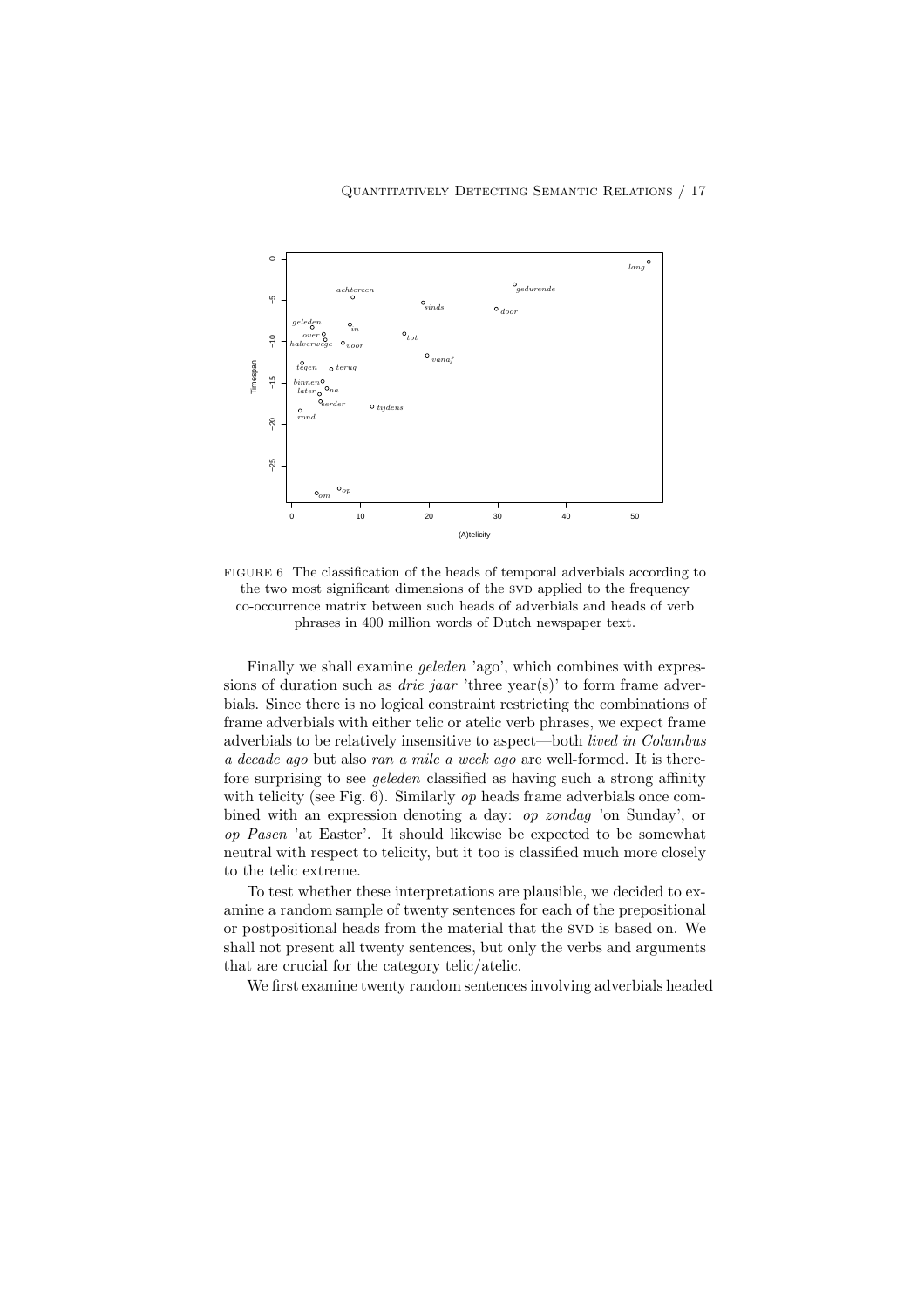FIGURE 6 The classification of the heads of temporal adverbials according to the two most significant dimensions of the SVD applied to the frequency co-occurrence matrix between such heads of adverbials and heads of verb phrases in 400 million words of Dutch newspaper text.

Finally we shall examine *geleden* 'ago', which combines with expressions of duration such as *drie jaar* 'three year(s)' to form frame adverbials. Since there is no logical constraint restricting the combinations of frame adverbials with either telic or atelic verb phrases, we expect frame adverbials to be relatively insensitive to aspect—both *lived in Columbus a decade ago* but also *ran a mile a week ago* are well-formed. It is therefore surprising to see *geleden* classified as having such a strong affinity with telicity (see Fig. 6). Similarly *op* heads frame adverbials once combined with an expression denoting a day: *op zondag* 'on Sunday', or *op Pasen* 'at Easter'. It should likewise be expected to be somewhat neutral with respect to telicity, but it too is classified much more closely to the telic extreme.

To test whether these interpretations are plausible, we decided to examine a random sample of twenty sentences for each of the prepositional or postpositional heads from the material that the SVD is based on. We shall not present all twenty sentences, but only the verbs and arguments that are crucial for the category telic/atelic.

We first examine twenty random sentences involving adverbials headed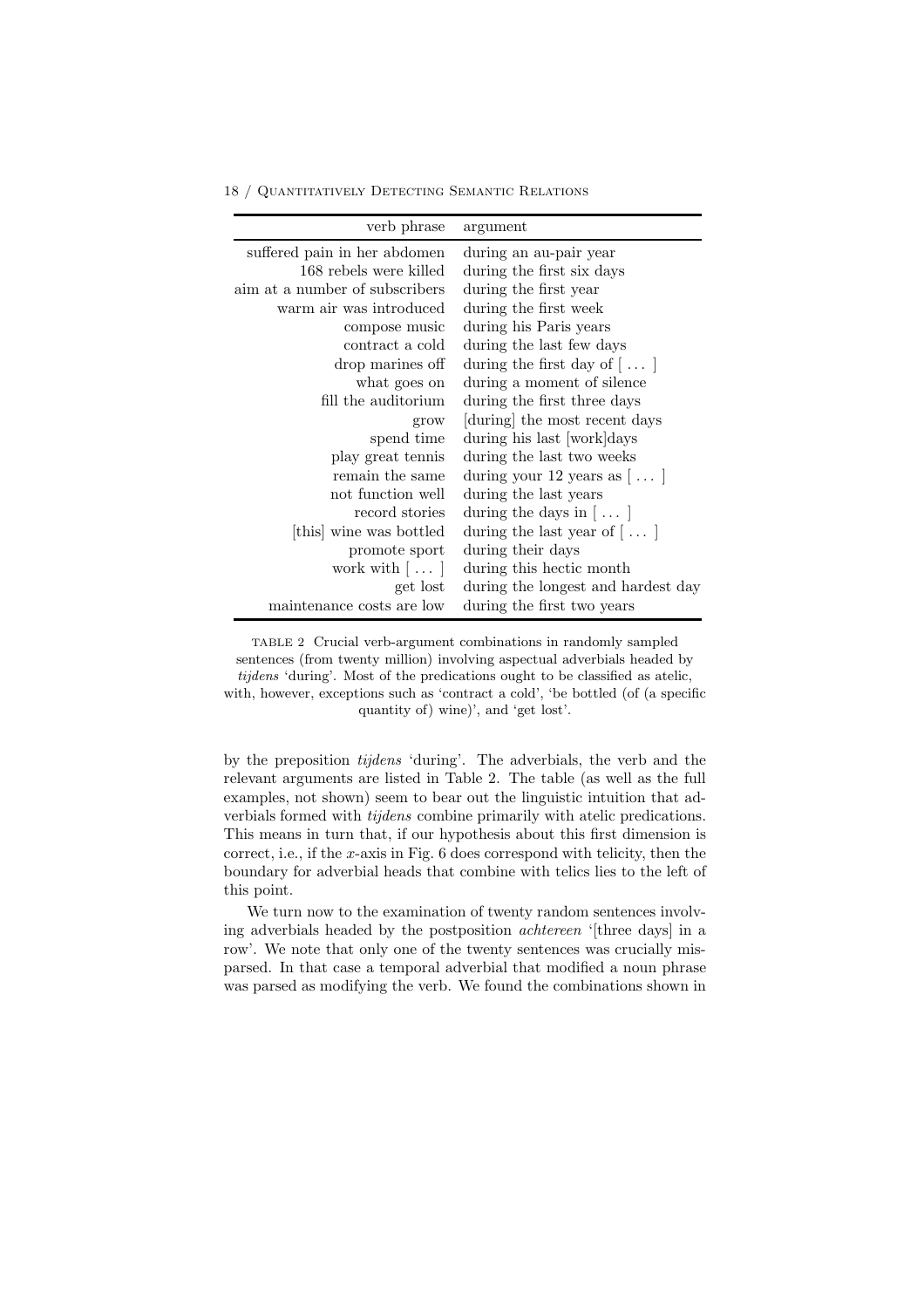| verb phrase | argument |
| --- | --- |
| suffered pain in her abdomen | during an au-pair year |
| 168 rebels were killed | during the first six days |
| aim at a number of subscribers | during the first year |
| warm air was introduced | during the first week |
| compose music | during his Paris years |
| contract a cold | during the last few days |
| drop marines off | during the first day of [ ... ] |
| what goes on | during a moment of silence |
| fill the auditorium | during the first three days |
| grow | [during] the most recent days |
| spend time | during his last [work]days |
| play great tennis | during the last two weeks |
| remain the same | during your 12 years as [ ... ] |
| not function well | during the last years |
| record stories | during the days in [ ... ] |
| [this] wine was bottled | during the last year of [ ... ] |
| promote sport | during their days |
| work with [ ... ] | during this hectic month |
| get lost | during the longest and hardest day |
| maintenance costs are low | during the first two years |

TABLE 2 Crucial verb-argument combinations in randomly sampled sentences (from twenty million) involving aspectual adverbials headed by *tijdens* 'during'. Most of the predications ought to be classified as atelic, with, however, exceptions such as 'contract a cold', 'be bottled (of (a specific quantity of) wine)', and 'get lost'.

by the preposition *tijdens* 'during'. The adverbials, the verb and the relevant arguments are listed in Table 2. The table (as well as the full examples, not shown) seem to bear out the linguistic intuition that adverbials formed with *tijdens* combine primarily with atelic predications. This means in turn that, if our hypothesis about this first dimension is correct, i.e., if the $x$-axis in Fig. 6 does correspond with telicity, then the boundary for adverbial heads that combine with telics lies to the left of this point.

We turn now to the examination of twenty random sentences involving adverbials headed by the postposition *achtereen* '[three days] in a row'. We note that only one of the twenty sentences was crucially misparsed. In that case a temporal adverbial that modified a noun phrase was parsed as modifying the verb. We found the combinations shown in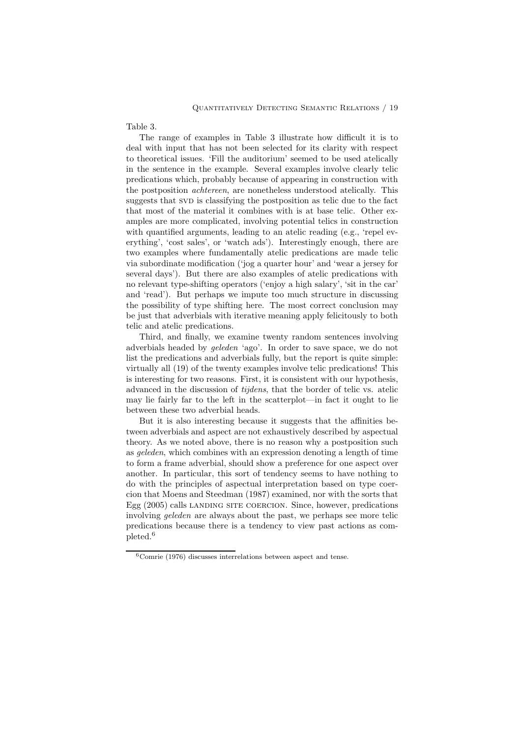Table 3.

The range of examples in Table 3 illustrate how difficult it is to deal with input that has not been selected for its clarity with respect to theoretical issues. 'Fill the auditorium' seemed to be used atelically in the sentence in the example. Several examples involve clearly telic predications which, probably because of appearing in construction with the postposition *achtereen*, are nonetheless understood atelically. This suggests that SVD is classifying the postposition as telic due to the fact that most of the material it combines with is at base telic. Other examples are more complicated, involving potential telics in construction with quantified arguments, leading to an atelic reading (e.g., 'repel everything', 'cost sales', or 'watch ads'). Interestingly enough, there are two examples where fundamentally atelic predications are made telic via subordinate modification ('jog a quarter hour' and 'wear a jersey for several days'). But there are also examples of atelic predications with no relevant type-shifting operators ('enjoy a high salary', 'sit in the car' and 'read'). But perhaps we impute too much structure in discussing the possibility of type shifting here. The most correct conclusion may be just that adverbials with iterative meaning apply felicitously to both telic and atelic predications.

Third, and finally, we examine twenty random sentences involving adverbials headed by *geleden* 'ago'. In order to save space, we do not list the predications and adverbials fully, but the report is quite simple: virtually all (19) of the twenty examples involve telic predications! This is interesting for two reasons. First, it is consistent with our hypothesis, advanced in the discussion of *tijdens*, that the border of telic vs. atelic may lie fairly far to the left in the scatterplot—in fact it ought to lie between these two adverbial heads.

But it is also interesting because it suggests that the affinities between adverbials and aspect are not exhaustively described by aspectual theory. As we noted above, there is no reason why a postposition such as *geleden*, which combines with an expression denoting a length of time to form a frame adverbial, should show a preference for one aspect over another. In particular, this sort of tendency seems to have nothing to do with the principles of aspectual interpretation based on type coercion that Moens and Steedman (1987) examined, nor with the sorts that Egg (2005) calls LANDING SITE COERCION. Since, however, predications involving *geleden* are always about the past, we perhaps see more telic predications because there is a tendency to view past actions as completed.[6]

[6] Comrie (1976) discusses interrelations between aspect and tense.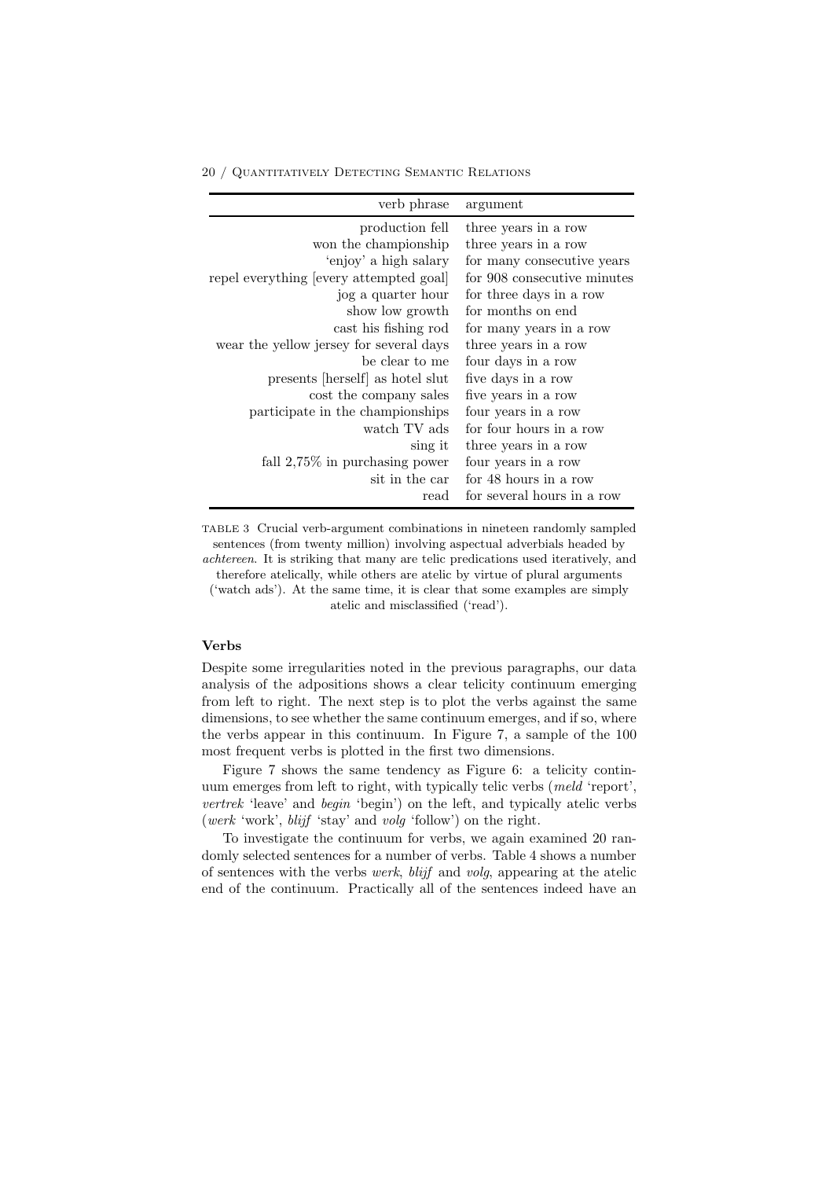| verb phrase | argument |
|---|---|
| production fell | three years in a row |
| won the championship | three years in a row |
| 'enjoy' a high salary | for many consecutive years |
| repel everything [every attempted goal] | for 908 consecutive minutes |
| jog a quarter hour | for three days in a row |
| show low growth | for months on end |
| cast his fishing rod | for many years in a row |
| wear the yellow jersey for several days | three years in a row |
| be clear to me | four days in a row |
| presents [herself] as hotel slut | five days in a row |
| cost the company sales | five years in a row |
| participate in the championships | four years in a row |
| watch TV ads | for four hours in a row |
| sing it | three years in a row |
| fall 2,75% in purchasing power | four years in a row |
| sit in the car | for 48 hours in a row |
| read | for several hours in a row |

TABLE 3 Crucial verb-argument combinations in nineteen randomly sampled sentences (from twenty million) involving aspectual adverbials headed by *achtereen*. It is striking that many are telic predications used iteratively, and therefore atelically, while others are atelic by virtue of plural arguments ('watch ads'). At the same time, it is clear that some examples are simply atelic and misclassified ('read').

### Verbs

Despite some irregularities noted in the previous paragraphs, our data analysis of the adpositions shows a clear telicity continuum emerging from left to right. The next step is to plot the verbs against the same dimensions, to see whether the same continuum emerges, and if so, where the verbs appear in this continuum. In Figure 7, a sample of the 100 most frequent verbs is plotted in the first two dimensions.

Figure 7 shows the same tendency as Figure 6: a telicity continuum emerges from left to right, with typically telic verbs (*meld* 'report', *vertrek* 'leave' and *begin* 'begin') on the left, and typically atelic verbs (*werk* 'work', *blijf* 'stay' and *volg* 'follow') on the right.

To investigate the continuum for verbs, we again examined 20 randomly selected sentences for a number of verbs. Table 4 shows a number of sentences with the verbs *werk*, *blijf* and *volg*, appearing at the atelic end of the continuum. Practically all of the sentences indeed have an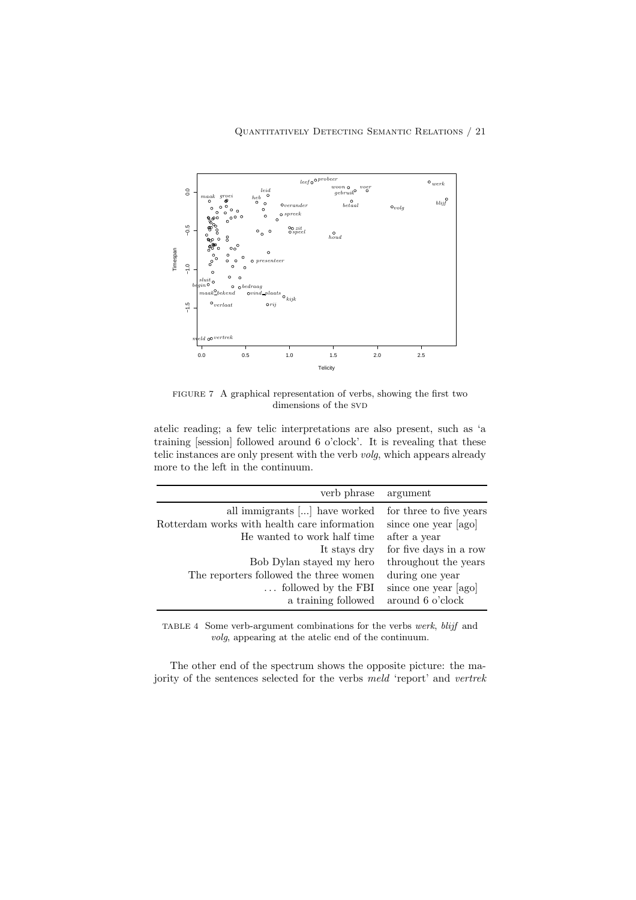FIGURE 7 A graphical representation of verbs, showing the first two dimensions of the SVD

atelic reading; a few telic interpretations are also present, such as 'a training [session] followed around 6 o'clock'. It is revealing that these telic instances are only present with the verb *volg*, which appears already more to the left in the continuum.

| verb phrase | argument |
|---:|---|
| all immigrants [...] have worked | for three to five years |
| Rotterdam works with health care information | since one year [ago] |
| He wanted to work half time | after a year |
| It stays dry | for five days in a row |
| Bob Dylan stayed my hero | throughout the years |
| The reporters followed the three women | during one year |
| ... followed by the FBI | since one year [ago] |
| a training followed | around 6 o'clock |

TABLE 4 Some verb-argument combinations for the verbs *werk*, *blijf* and *volg*, appearing at the atelic end of the continuum.

The other end of the spectrum shows the opposite picture: the majority of the sentences selected for the verbs *meld* 'report' and *vertrek*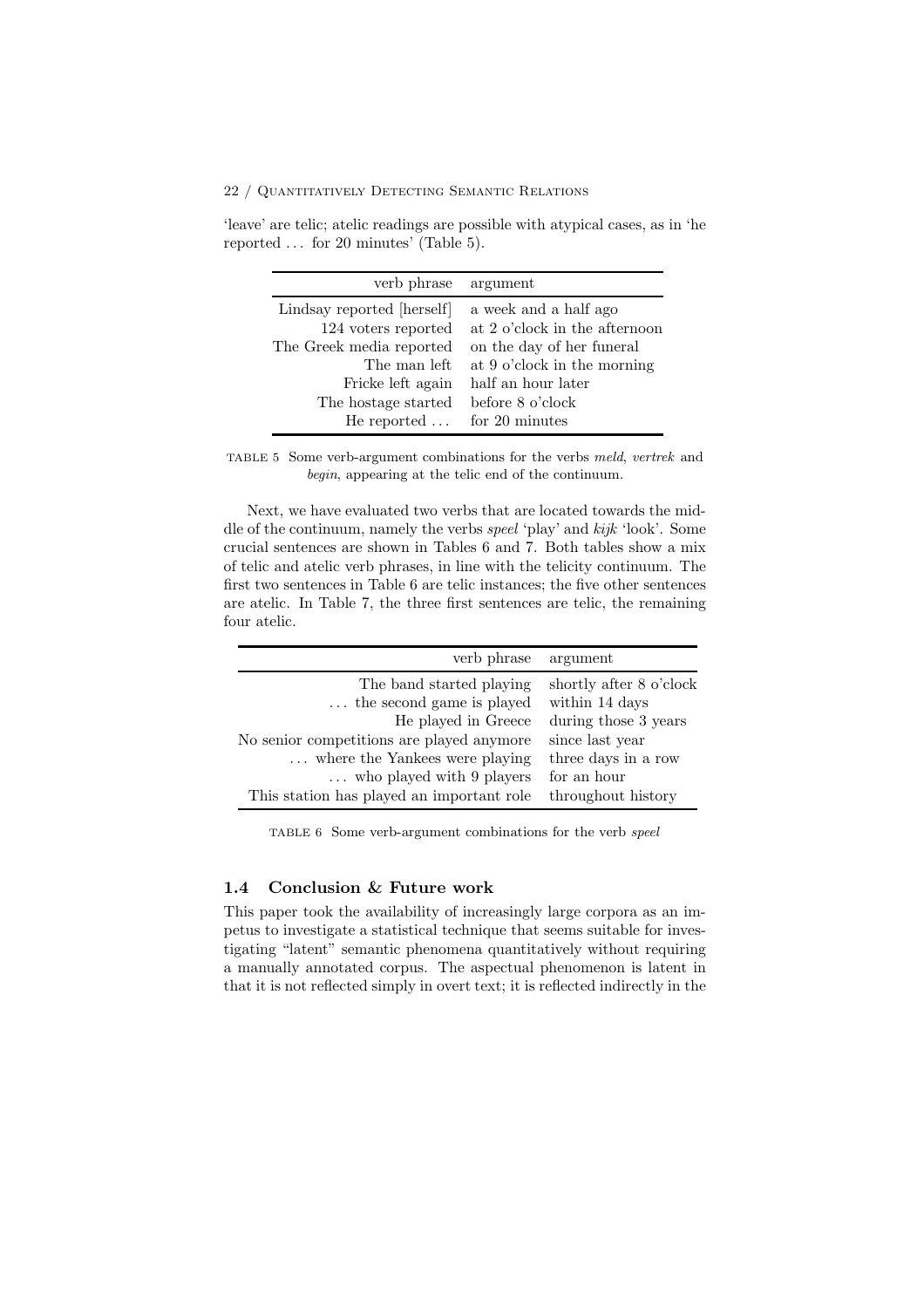'leave' are telic; atelic readings are possible with atypical cases, as in 'he reported ... for 20 minutes' (Table 5).

| verb phrase | argument |
|---|---|
| Lindsay reported [herself] | a week and a half ago |
| 124 voters reported | at 2 o'clock in the afternoon |
| The Greek media reported | on the day of her funeral |
| The man left | at 9 o'clock in the morning |
| Fricke left again | half an hour later |
| The hostage started | before 8 o'clock |
| He reported ... | for 20 minutes |

TABLE 5 Some verb-argument combinations for the verbs *meld*, *vertrek* and *begin*, appearing at the telic end of the continuum.

Next, we have evaluated two verbs that are located towards the middle of the continuum, namely the verbs *speel* 'play' and *kijk* 'look'. Some crucial sentences are shown in Tables 6 and 7. Both tables show a mix of telic and atelic verb phrases, in line with the telicity continuum. The first two sentences in Table 6 are telic instances; the five other sentences are atelic. In Table 7, the three first sentences are telic, the remaining four atelic.

| verb phrase | argument |
|---|---|
| The band started playing | shortly after 8 o'clock |
| ... the second game is played | within 14 days |
| He played in Greece | during those 3 years |
| No senior competitions are played anymore | since last year |
| ... where the Yankees were playing | three days in a row |
| ... who played with 9 players | for an hour |
| This station has played an important role | throughout history |

TABLE 6 Some verb-argument combinations for the verb *speel*

### 1.4 Conclusion & Future work

This paper took the availability of increasingly large corpora as an impetus to investigate a statistical technique that seems suitable for investigating "latent" semantic phenomena quantitatively without requiring a manually annotated corpus. The aspectual phenomenon is latent in that it is not reflected simply in overt text; it is reflected indirectly in the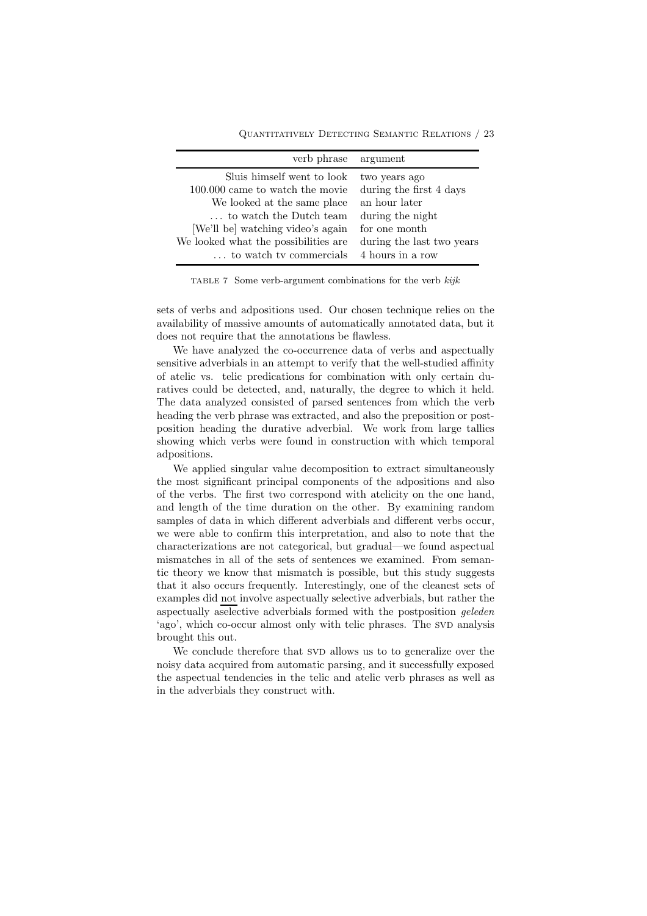| verb phrase | argument |
|---|---|
| Sluis himself went to look | two years ago |
| 100.000 came to watch the movie | during the first 4 days |
| We looked at the same place | an hour later |
| … to watch the Dutch team | during the night |
| [We'll be] watching video's again | for one month |
| We looked what the possibilities are | during the last two years |
| … to watch tv commercials | 4 hours in a row |

TABLE 7 Some verb-argument combinations for the verb *kijk*

sets of verbs and adpositions used. Our chosen technique relies on the availability of massive amounts of automatically annotated data, but it does not require that the annotations be flawless.

We have analyzed the co-occurrence data of verbs and aspectually sensitive adverbials in an attempt to verify that the well-studied affinity of atelic vs. telic predications for combination with only certain duratives could be detected, and, naturally, the degree to which it held. The data analyzed consisted of parsed sentences from which the verb heading the verb phrase was extracted, and also the preposition or postposition heading the durative adverbial. We work from large tallies showing which verbs were found in construction with which temporal adpositions.

We applied singular value decomposition to extract simultaneously the most significant principal components of the adpositions and also of the verbs. The first two correspond with atelicity on the one hand, and length of the time duration on the other. By examining random samples of data in which different adverbials and different verbs occur, we were able to confirm this interpretation, and also to note that the characterizations are not categorical, but gradual—we found aspectual mismatches in all of the sets of sentences we examined. From semantic theory we know that mismatch is possible, but this study suggests that it also occurs frequently. Interestingly, one of the cleanest sets of examples did not involve aspectually selective adverbials, but rather the aspectually aselective adverbials formed with the postposition *geleden* 'ago', which co-occur almost only with telic phrases. The SVD analysis brought this out.

We conclude therefore that SVD allows us to to generalize over the noisy data acquired from automatic parsing, and it successfully exposed the aspectual tendencies in the telic and atelic verb phrases as well as in the adverbials they construct with.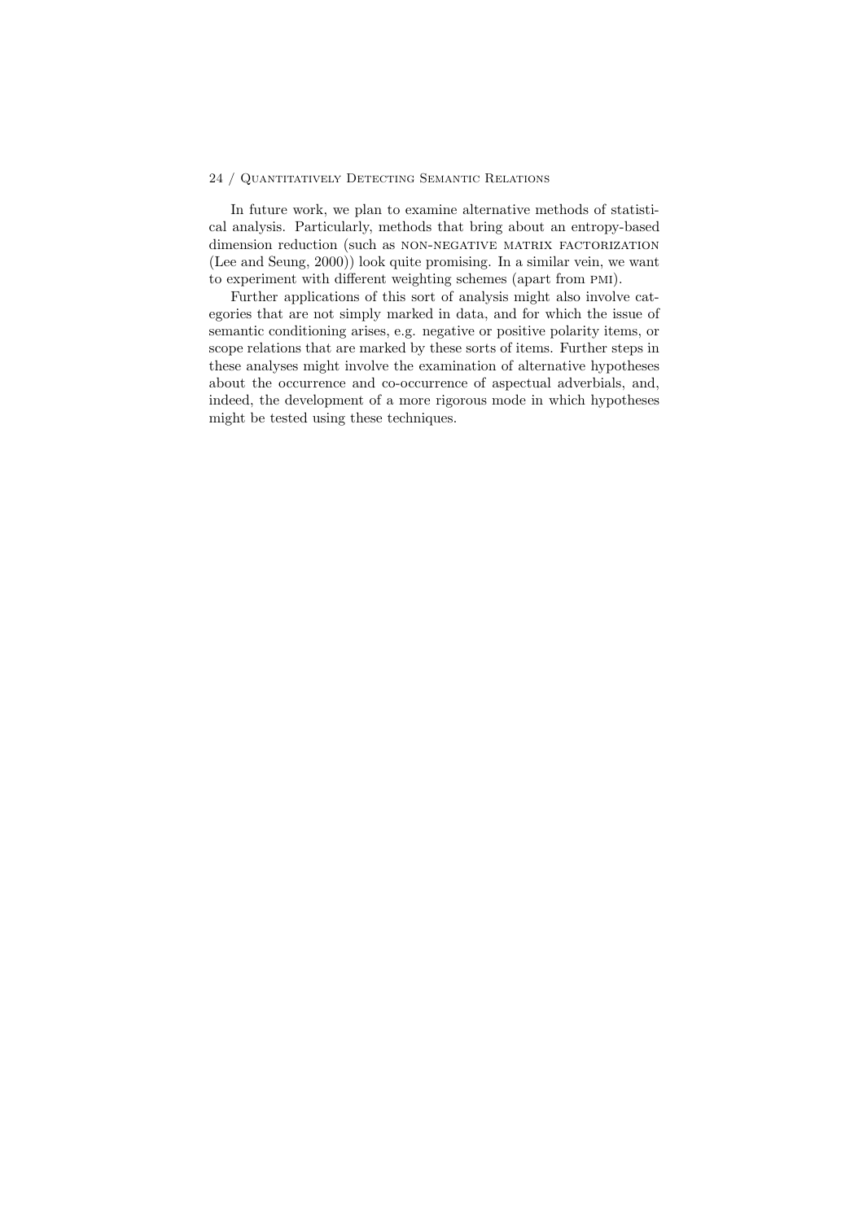In future work, we plan to examine alternative methods of statistical analysis. Particularly, methods that bring about an entropy-based dimension reduction (such as NON-NEGATIVE MATRIX FACTORIZATION (Lee and Seung, 2000)) look quite promising. In a similar vein, we want to experiment with different weighting schemes (apart from PMI).

Further applications of this sort of analysis might also involve categories that are not simply marked in data, and for which the issue of semantic conditioning arises, e.g. negative or positive polarity items, or scope relations that are marked by these sorts of items. Further steps in these analyses might involve the examination of alternative hypotheses about the occurrence and co-occurrence of aspectual adverbials, and, indeed, the development of a more rigorous mode in which hypotheses might be tested using these techniques.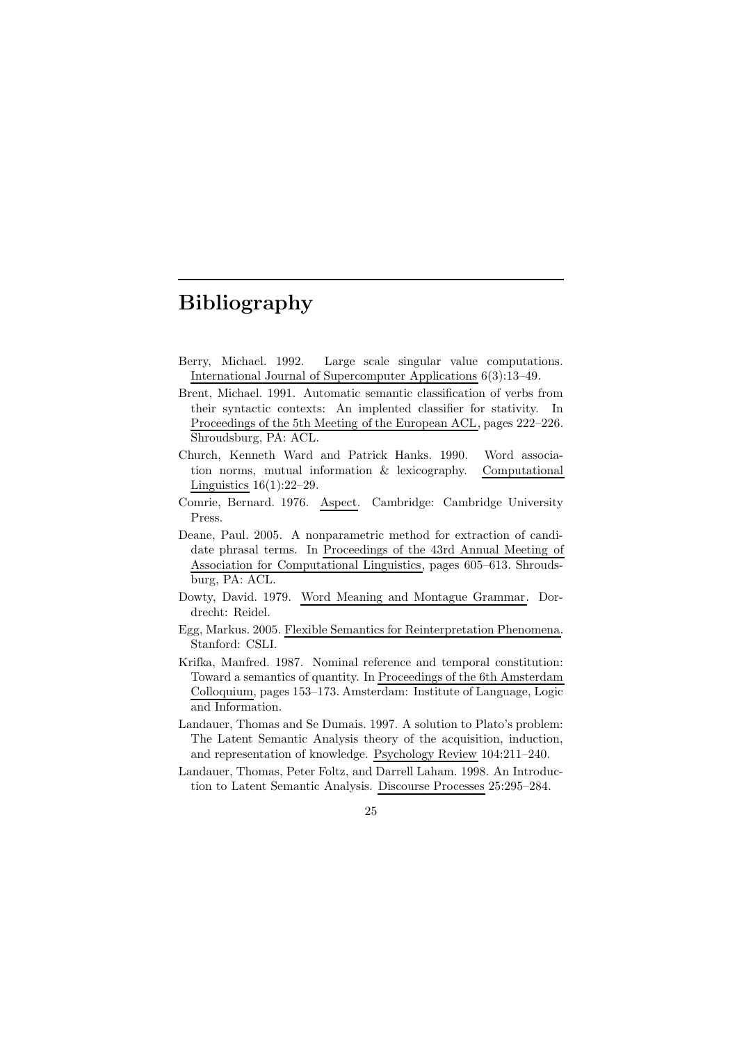# Bibliography

Berry, Michael. 1992. Large scale singular value computations. International Journal of Supercomputer Applications 6(3):13–49.

Brent, Michael. 1991. Automatic semantic classification of verbs from their syntactic contexts: An implented classifier for stativity. In Proceedings of the 5th Meeting of the European ACL, pages 222–226. Shroudsburg, PA: ACL.

Church, Kenneth Ward and Patrick Hanks. 1990. Word association norms, mutual information & lexicography. Computational Linguistics 16(1):22–29.

Comrie, Bernard. 1976. Aspect. Cambridge: Cambridge University Press.

Deane, Paul. 2005. A nonparametric method for extraction of candidate phrasal terms. In Proceedings of the 43rd Annual Meeting of Association for Computational Linguistics, pages 605–613. Shroudsburg, PA: ACL.

Dowty, David. 1979. Word Meaning and Montague Grammar. Dordrecht: Reidel.

Egg, Markus. 2005. Flexible Semantics for Reinterpretation Phenomena. Stanford: CSLI.

Krifka, Manfred. 1987. Nominal reference and temporal constitution: Toward a semantics of quantity. In Proceedings of the 6th Amsterdam Colloquium, pages 153–173. Amsterdam: Institute of Language, Logic and Information.

Landauer, Thomas and Se Dumais. 1997. A solution to Plato's problem: The Latent Semantic Analysis theory of the acquisition, induction, and representation of knowledge. Psychology Review 104:211–240.

Landauer, Thomas, Peter Foltz, and Darrell Laham. 1998. An Introduction to Latent Semantic Analysis. Discourse Processes 25:295–284.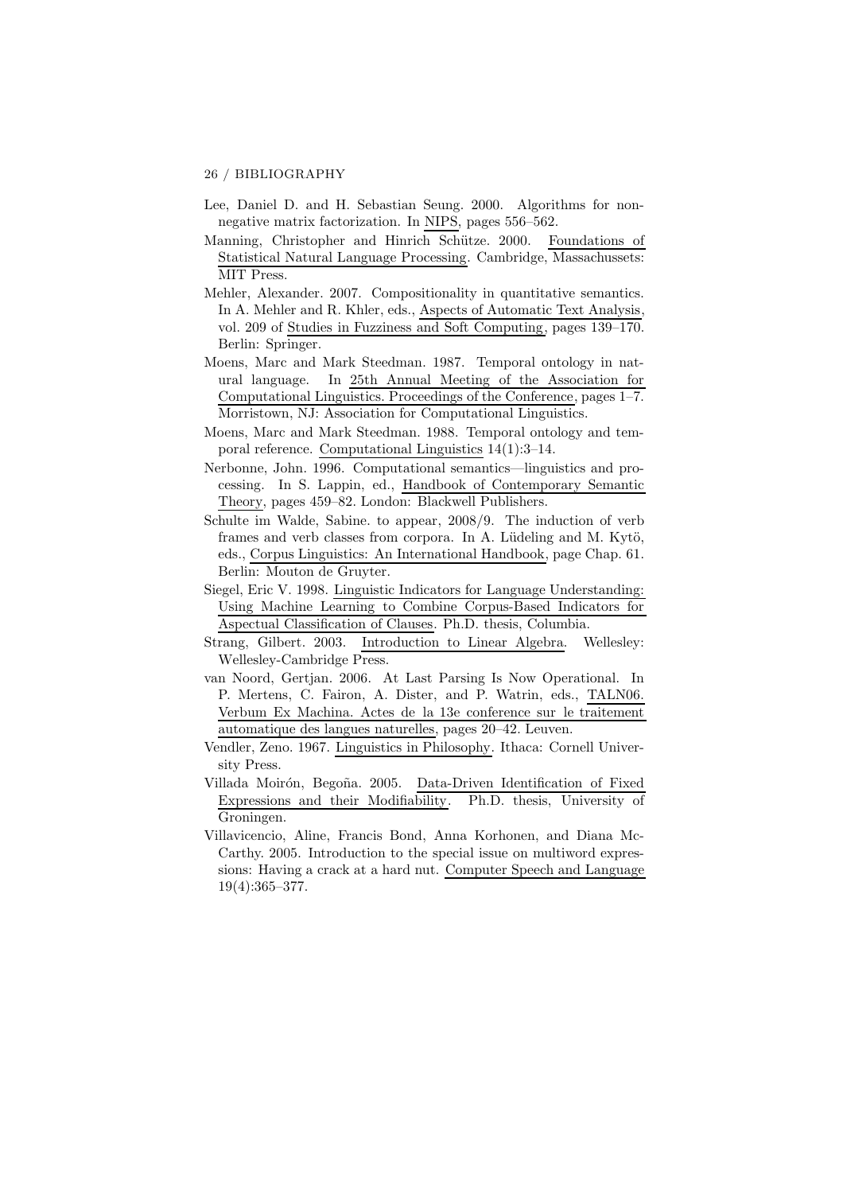Lee, Daniel D. and H. Sebastian Seung. 2000. Algorithms for non-negative matrix factorization. In NIPS, pages 556–562.

Manning, Christopher and Hinrich Schütze. 2000. Foundations of Statistical Natural Language Processing. Cambridge, Massachussets: MIT Press.

Mehler, Alexander. 2007. Compositionality in quantitative semantics. In A. Mehler and R. Khler, eds., Aspects of Automatic Text Analysis, vol. 209 of Studies in Fuzziness and Soft Computing, pages 139–170. Berlin: Springer.

Moens, Marc and Mark Steedman. 1987. Temporal ontology in natural language. In 25th Annual Meeting of the Association for Computational Linguistics. Proceedings of the Conference, pages 1–7. Morristown, NJ: Association for Computational Linguistics.

Moens, Marc and Mark Steedman. 1988. Temporal ontology and temporal reference. Computational Linguistics 14(1):3–14.

Nerbonne, John. 1996. Computational semantics—linguistics and processing. In S. Lappin, ed., Handbook of Contemporary Semantic Theory, pages 459–82. London: Blackwell Publishers.

Schulte im Walde, Sabine. to appear, 2008/9. The induction of verb frames and verb classes from corpora. In A. Lüdeling and M. Kytö, eds., Corpus Linguistics: An International Handbook, page Chap. 61. Berlin: Mouton de Gruyter.

Siegel, Eric V. 1998. Linguistic Indicators for Language Understanding: Using Machine Learning to Combine Corpus-Based Indicators for Aspectual Classification of Clauses. Ph.D. thesis, Columbia.

Strang, Gilbert. 2003. Introduction to Linear Algebra. Wellesley: Wellesley-Cambridge Press.

van Noord, Gertjan. 2006. At Last Parsing Is Now Operational. In P. Mertens, C. Fairon, A. Dister, and P. Watrin, eds., TALN06. Verbum Ex Machina. Actes de la 13e conference sur le traitement automatique des langues naturelles, pages 20–42. Leuven.

Vendler, Zeno. 1967. Linguistics in Philosophy. Ithaca: Cornell University Press.

Villada Moirón, Begoña. 2005. Data-Driven Identification of Fixed Expressions and their Modifiability. Ph.D. thesis, University of Groningen.

Villavicencio, Aline, Francis Bond, Anna Korhonen, and Diana McCarthy. 2005. Introduction to the special issue on multiword expressions: Having a crack at a hard nut. Computer Speech and Language 19(4):365–377.